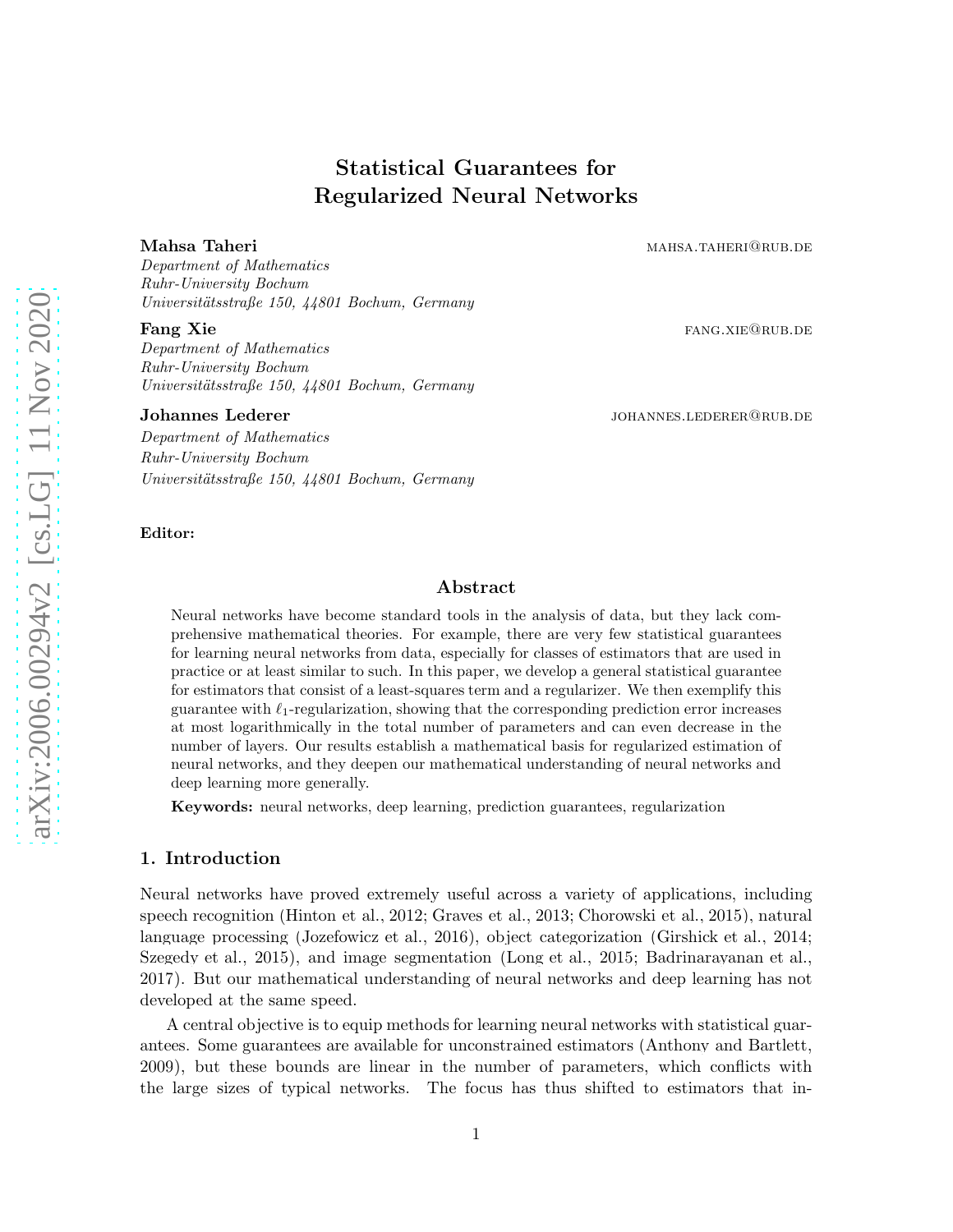# Statistical Guarantees for Regularized Neural Networks

**Mahsa Taheri** MAHSA.TAHERI@RUB.DE
*Department of Mathematics*
*Ruhr-University Bochum*
*Universitätsstraße 150, 44801 Bochum, Germany*

**Fang Xie** FANG.XIE@RUB.DE
*Department of Mathematics*
*Ruhr-University Bochum*
*Universitätsstraße 150, 44801 Bochum, Germany*

**Johannes Lederer** JOHANNES.LEDERER@RUB.DE
*Department of Mathematics*
*Ruhr-University Bochum*
*Universitätsstraße 150, 44801 Bochum, Germany*

**Editor:**

## Abstract

Neural networks have become standard tools in the analysis of data, but they lack comprehensive mathematical theories. For example, there are very few statistical guarantees for learning neural networks from data, especially for classes of estimators that are used in practice or at least similar to such. In this paper, we develop a general statistical guarantee for estimators that consist of a least-squares term and a regularizer. We then exemplify this guarantee with $\ell_1$-regularization, showing that the corresponding prediction error increases at most logarithmically in the total number of parameters and can even decrease in the number of layers. Our results establish a mathematical basis for regularized estimation of neural networks, and they deepen our mathematical understanding of neural networks and deep learning more generally.

**Keywords:** neural networks, deep learning, prediction guarantees, regularization

## 1. Introduction

Neural networks have proved extremely useful across a variety of applications, including speech recognition (Hinton et al., 2012; Graves et al., 2013; Chorowski et al., 2015), natural language processing (Jozefowicz et al., 2016), object categorization (Girshick et al., 2014; Szegedy et al., 2015), and image segmentation (Long et al., 2015; Badrinarayanan et al., 2017). But our mathematical understanding of neural networks and deep learning has not developed at the same speed.

A central objective is to equip methods for learning neural networks with statistical guarantees. Some guarantees are available for unconstrained estimators (Anthony and Bartlett, 2009), but these bounds are linear in the number of parameters, which conflicts with the large sizes of typical networks. The focus has thus shifted to estimators that in-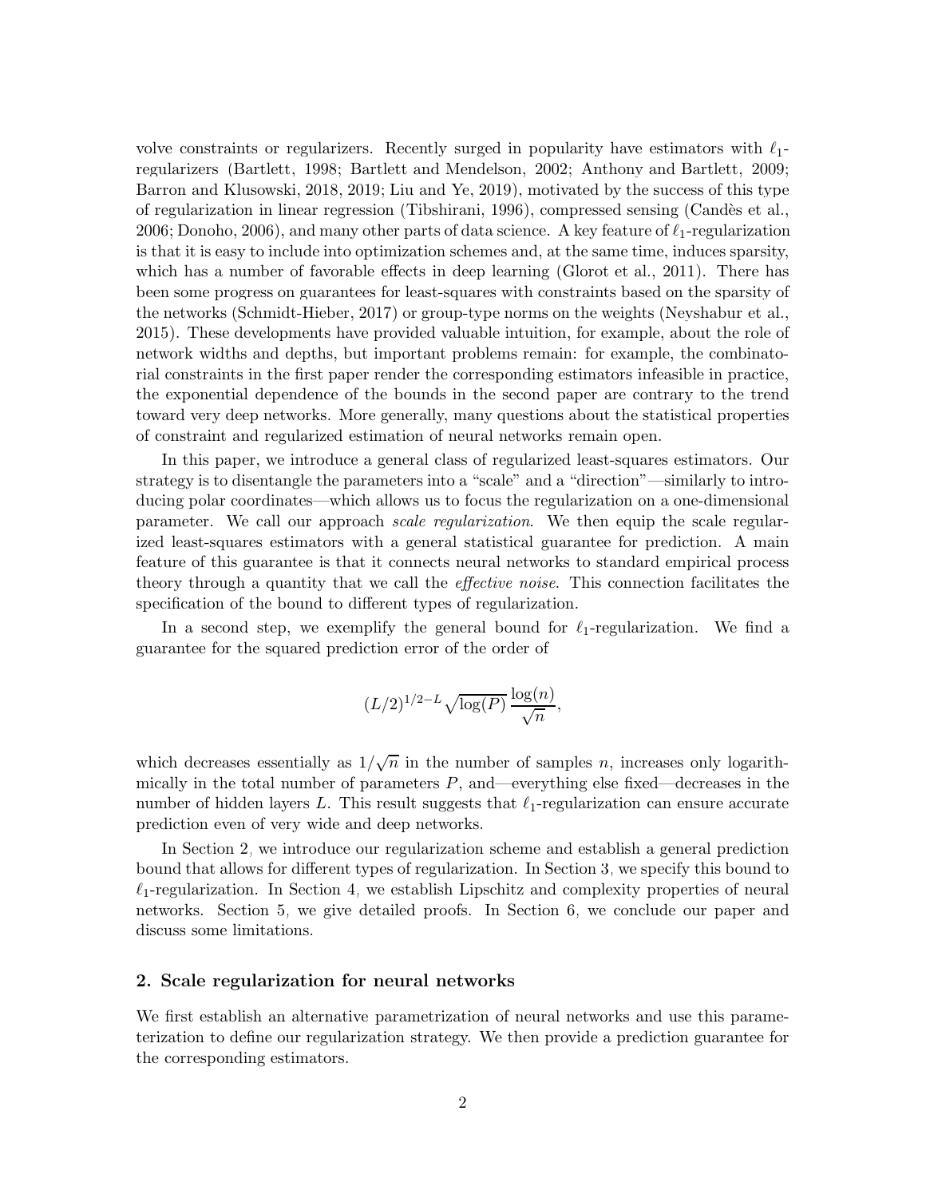volve constraints or regularizers. Recently surged in popularity have estimators with $\ell_1$-regularizers (Bartlett, 1998; Bartlett and Mendelson, 2002; Anthony and Bartlett, 2009; Barron and Klusowski, 2018, 2019; Liu and Ye, 2019), motivated by the success of this type of regularization in linear regression (Tibshirani, 1996), compressed sensing (Candès et al., 2006; Donoho, 2006), and many other parts of data science. A key feature of $\ell_1$-regularization is that it is easy to include into optimization schemes and, at the same time, induces sparsity, which has a number of favorable effects in deep learning (Glorot et al., 2011). There has been some progress on guarantees for least-squares with constraints based on the sparsity of the networks (Schmidt-Hieber, 2017) or group-type norms on the weights (Neyshabur et al., 2015). These developments have provided valuable intuition, for example, about the role of network widths and depths, but important problems remain: for example, the combinatorial constraints in the first paper render the corresponding estimators infeasible in practice, the exponential dependence of the bounds in the second paper are contrary to the trend toward very deep networks. More generally, many questions about the statistical properties of constraint and regularized estimation of neural networks remain open.

In this paper, we introduce a general class of regularized least-squares estimators. Our strategy is to disentangle the parameters into a "scale" and a "direction"—similarly to introducing polar coordinates—which allows us to focus the regularization on a one-dimensional parameter. We call our approach *scale regularization*. We then equip the scale regularized least-squares estimators with a general statistical guarantee for prediction. A main feature of this guarantee is that it connects neural networks to standard empirical process theory through a quantity that we call the *effective noise*. This connection facilitates the specification of the bound to different types of regularization.

In a second step, we exemplify the general bound for $\ell_1$-regularization. We find a guarantee for the squared prediction error of the order of

$$(L/2)^{1/2-L}\sqrt{\log(P)}\,\frac{\log(n)}{\sqrt{n}},$$

which decreases essentially as $1/\sqrt{n}$ in the number of samples $n$, increases only logarithmically in the total number of parameters $P$, and—everything else fixed—decreases in the number of hidden layers $L$. This result suggests that $\ell_1$-regularization can ensure accurate prediction even of very wide and deep networks.

In Section 2, we introduce our regularization scheme and establish a general prediction bound that allows for different types of regularization. In Section 3, we specify this bound to $\ell_1$-regularization. In Section 4, we establish Lipschitz and complexity properties of neural networks. Section 5, we give detailed proofs. In Section 6, we conclude our paper and discuss some limitations.

## 2. Scale regularization for neural networks

We first establish an alternative parametrization of neural networks and use this parameterization to define our regularization strategy. We then provide a prediction guarantee for the corresponding estimators.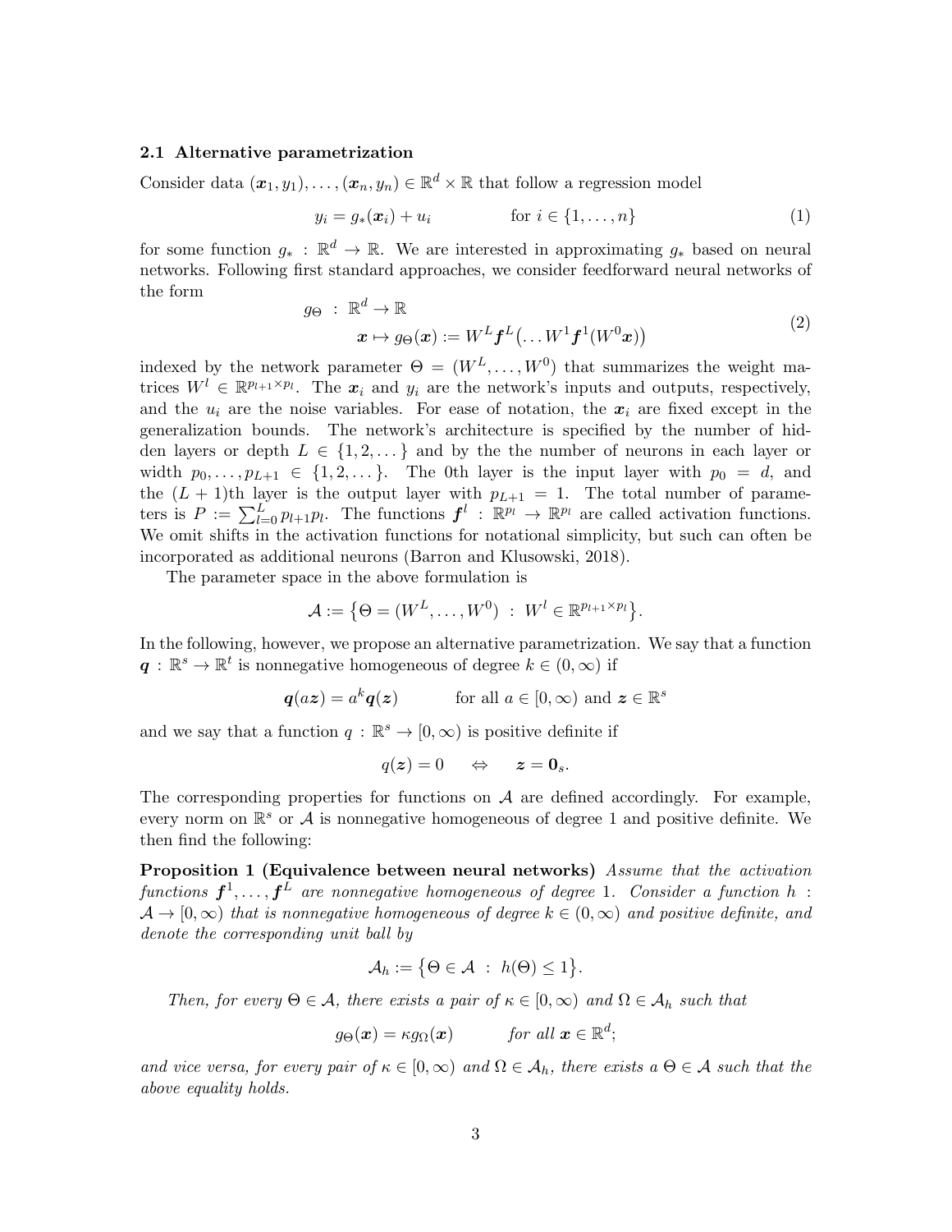### 2.1 Alternative parametrization

Consider data $(\boldsymbol{x}_1, y_1), \ldots, (\boldsymbol{x}_n, y_n) \in \mathbb{R}^d \times \mathbb{R}$ that follow a regression model

$$
y_i = g_*(\boldsymbol{x}_i) + u_i \qquad\qquad \text{for } i \in \{1, \ldots, n\} \tag{1}
$$

for some function $g_* : \mathbb{R}^d \to \mathbb{R}$. We are interested in approximating $g_*$ based on neural networks. Following first standard approaches, we consider feedforward neural networks of the form

$$
\begin{aligned}
g_\Theta \;&:\; \mathbb{R}^d \to \mathbb{R} \\
&\boldsymbol{x} \mapsto g_\Theta(\boldsymbol{x}) := W^L \boldsymbol{f}^L\big(\ldots W^1 \boldsymbol{f}^1(W^0 \boldsymbol{x})\big)
\end{aligned} \tag{2}
$$

indexed by the network parameter $\Theta = (W^L, \ldots, W^0)$ that summarizes the weight matrices $W^l \in \mathbb{R}^{p_{l+1} \times p_l}$. The $\boldsymbol{x}_i$ and $y_i$ are the network's inputs and outputs, respectively, and the $u_i$ are the noise variables. For ease of notation, the $\boldsymbol{x}_i$ are fixed except in the generalization bounds. The network's architecture is specified by the number of hidden layers or depth $L \in \{1, 2, \ldots\}$ and by the the number of neurons in each layer or width $p_0, \ldots, p_{L+1} \in \{1, 2, \ldots\}$. The 0th layer is the input layer with $p_0 = d$, and the $(L+1)$th layer is the output layer with $p_{L+1} = 1$. The total number of parameters is $P := \sum_{l=0}^{L} p_{l+1} p_l$. The functions $\boldsymbol{f}^l : \mathbb{R}^{p_l} \to \mathbb{R}^{p_l}$ are called activation functions. We omit shifts in the activation functions for notational simplicity, but such can often be incorporated as additional neurons (Barron and Klusowski, 2018).

The parameter space in the above formulation is

$$
\mathcal{A} := \big\{\Theta = (W^L, \ldots, W^0) \;:\; W^l \in \mathbb{R}^{p_{l+1} \times p_l}\big\}.
$$

In the following, however, we propose an alternative parametrization. We say that a function $\boldsymbol{q} : \mathbb{R}^s \to \mathbb{R}^t$ is nonnegative homogeneous of degree $k \in (0, \infty)$ if

$$
\boldsymbol{q}(a\boldsymbol{z}) = a^k \boldsymbol{q}(\boldsymbol{z}) \qquad\quad \text{for all } a \in [0, \infty) \text{ and } \boldsymbol{z} \in \mathbb{R}^s
$$

and we say that a function $q : \mathbb{R}^s \to [0, \infty)$ is positive definite if

$$
q(\boldsymbol{z}) = 0 \quad \Leftrightarrow \quad \boldsymbol{z} = \boldsymbol{0}_s.
$$

The corresponding properties for functions on $\mathcal{A}$ are defined accordingly. For example, every norm on $\mathbb{R}^s$ or $\mathcal{A}$ is nonnegative homogeneous of degree 1 and positive definite. We then find the following:

**Proposition 1 (Equivalence between neural networks)** *Assume that the activation functions $\boldsymbol{f}^1, \ldots, \boldsymbol{f}^L$ are nonnegative homogeneous of degree 1. Consider a function $h : \mathcal{A} \to [0, \infty)$ that is nonnegative homogeneous of degree $k \in (0, \infty)$ and positive definite, and denote the corresponding unit ball by*

$$
\mathcal{A}_h := \big\{\Theta \in \mathcal{A} \;:\; h(\Theta) \leq 1\big\}.
$$

*Then, for every $\Theta \in \mathcal{A}$, there exists a pair of $\kappa \in [0, \infty)$ and $\Omega \in \mathcal{A}_h$ such that*

$$
g_\Theta(\boldsymbol{x}) = \kappa g_\Omega(\boldsymbol{x}) \qquad\quad \text{for all } \boldsymbol{x} \in \mathbb{R}^d;
$$

*and vice versa, for every pair of $\kappa \in [0, \infty)$ and $\Omega \in \mathcal{A}_h$, there exists a $\Theta \in \mathcal{A}$ such that the above equality holds.*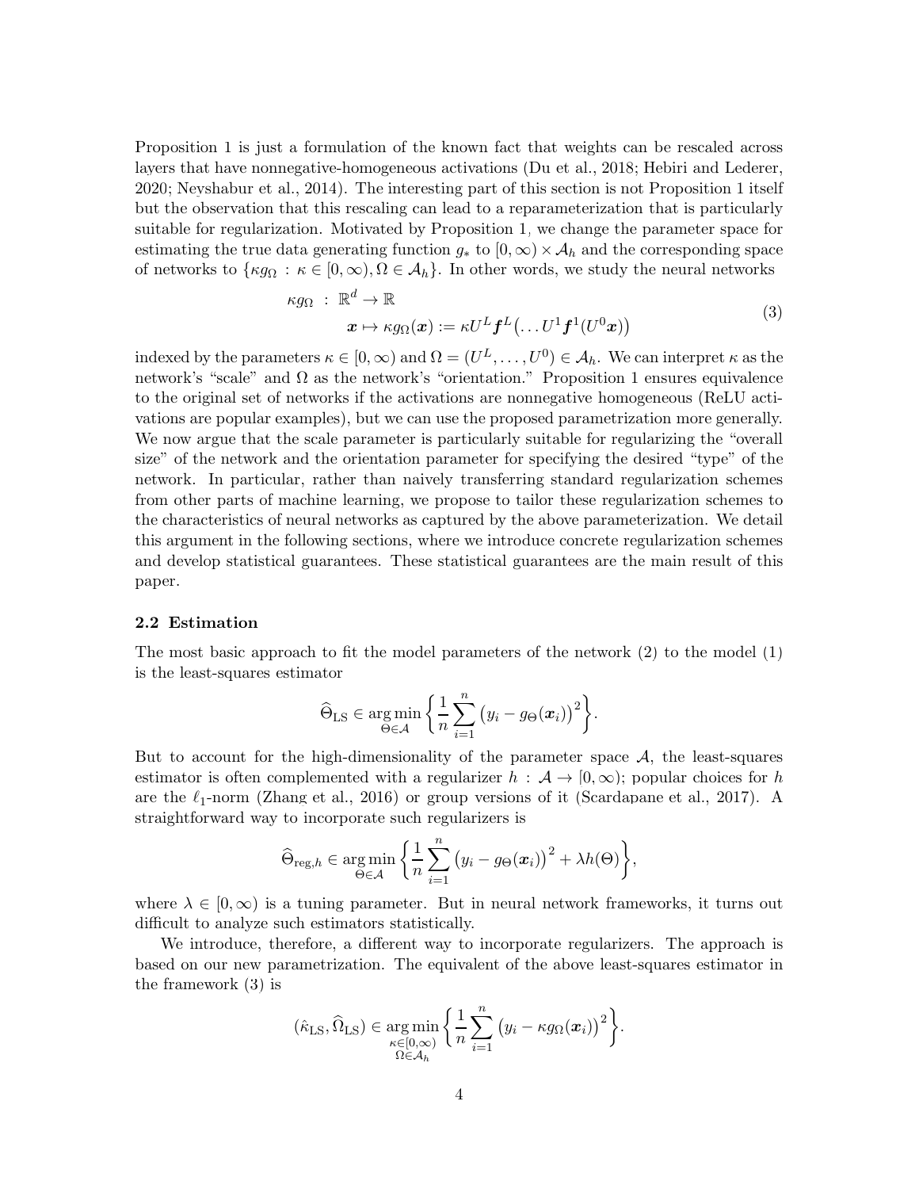Proposition 1 is just a formulation of the known fact that weights can be rescaled across layers that have nonnegative-homogeneous activations (Du et al., 2018; Hebiri and Lederer, 2020; Neyshabur et al., 2014). The interesting part of this section is not Proposition 1 itself but the observation that this rescaling can lead to a reparameterization that is particularly suitable for regularization. Motivated by Proposition 1, we change the parameter space for estimating the true data generating function $g_*$ to $[0,\infty)\times\mathcal{A}_h$ and the corresponding space of networks to $\{\kappa g_\Omega : \kappa\in[0,\infty), \Omega\in\mathcal{A}_h\}$. In other words, we study the neural networks

$$
\begin{aligned}
\kappa g_\Omega \ &: \ \mathbb{R}^d \to \mathbb{R} \\
&\boldsymbol{x} \mapsto \kappa g_\Omega(\boldsymbol{x}) := \kappa U^L \boldsymbol{f}^L\big(\dots U^1\boldsymbol{f}^1(U^0\boldsymbol{x})\big)
\end{aligned}
\tag{3}
$$

indexed by the parameters $\kappa\in[0,\infty)$ and $\Omega=(U^L,\dots,U^0)\in\mathcal{A}_h$. We can interpret $\kappa$ as the network's "scale" and $\Omega$ as the network's "orientation." Proposition 1 ensures equivalence to the original set of networks if the activations are nonnegative homogeneous (ReLU activations are popular examples), but we can use the proposed parametrization more generally. We now argue that the scale parameter is particularly suitable for regularizing the "overall size" of the network and the orientation parameter for specifying the desired "type" of the network. In particular, rather than naively transferring standard regularization schemes from other parts of machine learning, we propose to tailor these regularization schemes to the characteristics of neural networks as captured by the above parameterization. We detail this argument in the following sections, where we introduce concrete regularization schemes and develop statistical guarantees. These statistical guarantees are the main result of this paper.

### 2.2 Estimation

The most basic approach to fit the model parameters of the network (2) to the model (1) is the least-squares estimator

$$
\widehat{\Theta}_{\mathrm{LS}} \in \operatorname*{arg\,min}_{\Theta\in\mathcal{A}} \left\{ \frac{1}{n}\sum_{i=1}^n \big(y_i - g_\Theta(\boldsymbol{x}_i)\big)^2 \right\}.
$$

But to account for the high-dimensionality of the parameter space $\mathcal{A}$, the least-squares estimator is often complemented with a regularizer $h:\mathcal{A}\to[0,\infty)$; popular choices for $h$ are the $\ell_1$-norm (Zhang et al., 2016) or group versions of it (Scardapane et al., 2017). A straightforward way to incorporate such regularizers is

$$
\widehat{\Theta}_{\mathrm{reg},h} \in \operatorname*{arg\,min}_{\Theta\in\mathcal{A}} \left\{ \frac{1}{n}\sum_{i=1}^n \big(y_i - g_\Theta(\boldsymbol{x}_i)\big)^2 + \lambda h(\Theta) \right\},
$$

where $\lambda\in[0,\infty)$ is a tuning parameter. But in neural network frameworks, it turns out difficult to analyze such estimators statistically.

We introduce, therefore, a different way to incorporate regularizers. The approach is based on our new parametrization. The equivalent of the above least-squares estimator in the framework (3) is

$$
(\hat{\kappa}_{\mathrm{LS}}, \widehat{\Omega}_{\mathrm{LS}}) \in \operatorname*{arg\,min}_{\substack{\kappa\in[0,\infty)\\ \Omega\in\mathcal{A}_h}} \left\{ \frac{1}{n}\sum_{i=1}^n \big(y_i - \kappa g_\Omega(\boldsymbol{x}_i)\big)^2 \right\}.
$$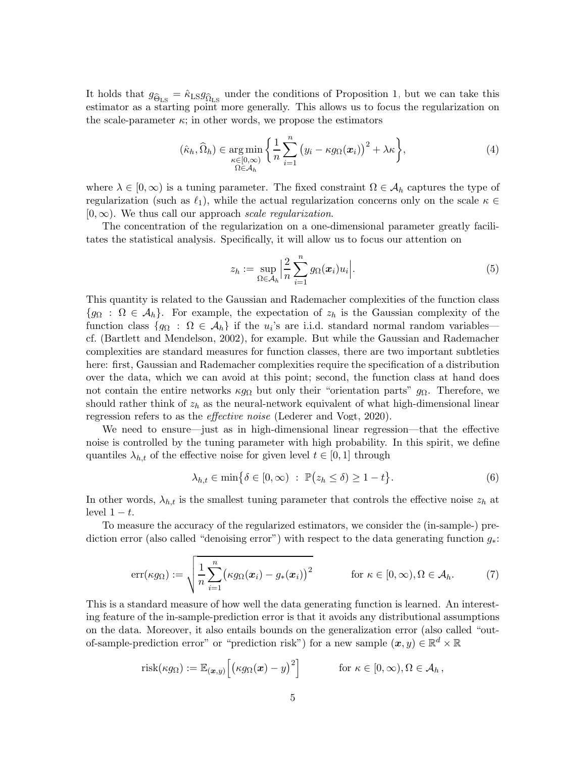It holds that $g_{\widehat{\Theta}_{\text{LS}}} = \hat{\kappa}_{\text{LS}} g_{\widehat{\Omega}_{\text{LS}}}$ under the conditions of Proposition 1, but we can take this estimator as a starting point more generally. This allows us to focus the regularization on the scale-parameter $\kappa$; in other words, we propose the estimators

$$(\hat{\kappa}_h, \widehat{\Omega}_h) \in \underset{\substack{\kappa \in [0,\infty) \\ \Omega \in \mathcal{A}_h}}{\arg\min} \biggl\{ \frac{1}{n} \sum_{i=1}^{n} \bigl( y_i - \kappa g_{\Omega}(\boldsymbol{x}_i) \bigr)^2 + \lambda \kappa \biggr\}, \tag{4}$$

where $\lambda \in [0, \infty)$ is a tuning parameter. The fixed constraint $\Omega \in \mathcal{A}_h$ captures the type of regularization (such as $\ell_1$), while the actual regularization concerns only on the scale $\kappa \in [0, \infty)$. We thus call our approach *scale regularization*.

The concentration of the regularization on a one-dimensional parameter greatly facilitates the statistical analysis. Specifically, it will allow us to focus our attention on

$$z_h := \sup_{\Omega \in \mathcal{A}_h} \biggl| \frac{2}{n} \sum_{i=1}^{n} g_{\Omega}(\boldsymbol{x}_i) u_i \biggr|. \tag{5}$$

This quantity is related to the Gaussian and Rademacher complexities of the function class $\{g_\Omega : \Omega \in \mathcal{A}_h\}$. For example, the expectation of $z_h$ is the Gaussian complexity of the function class $\{g_\Omega : \Omega \in \mathcal{A}_h\}$ if the $u_i$'s are i.i.d. standard normal random variables—cf. (Bartlett and Mendelson, 2002), for example. But while the Gaussian and Rademacher complexities are standard measures for function classes, there are two important subtleties here: first, Gaussian and Rademacher complexities require the specification of a distribution over the data, which we can avoid at this point; second, the function class at hand does not contain the entire networks $\kappa g_\Omega$ but only their "orientation parts" $g_\Omega$. Therefore, we should rather think of $z_h$ as the neural-network equivalent of what high-dimensional linear regression refers to as the *effective noise* (Lederer and Vogt, 2020).

We need to ensure—just as in high-dimensional linear regression—that the effective noise is controlled by the tuning parameter with high probability. In this spirit, we define quantiles $\lambda_{h,t}$ of the effective noise for given level $t \in [0, 1]$ through

$$\lambda_{h,t} \in \min\bigl\{ \delta \in [0, \infty) \ : \ \mathbb{P}\bigl( z_h \leq \delta \bigr) \geq 1 - t \bigr\}. \tag{6}$$

In other words, $\lambda_{h,t}$ is the smallest tuning parameter that controls the effective noise $z_h$ at level $1 - t$.

To measure the accuracy of the regularized estimators, we consider the (in-sample-) prediction error (also called "denoising error") with respect to the data generating function $g_*$:

$$\operatorname{err}(\kappa g_\Omega) := \sqrt{\frac{1}{n} \sum_{i=1}^{n} \bigl( \kappa g_\Omega(\boldsymbol{x}_i) - g_*(\boldsymbol{x}_i) \bigr)^2} \qquad \text{for } \kappa \in [0, \infty), \Omega \in \mathcal{A}_h. \tag{7}$$

This is a standard measure of how well the data generating function is learned. An interesting feature of the in-sample-prediction error is that it avoids any distributional assumptions on the data. Moreover, it also entails bounds on the generalization error (also called "out-of-sample-prediction error" or "prediction risk") for a new sample $(\boldsymbol{x}, y) \in \mathbb{R}^d \times \mathbb{R}$

$$\operatorname{risk}(\kappa g_\Omega) := \mathbb{E}_{(\boldsymbol{x},y)} \Bigl[ \bigl( \kappa g_\Omega(\boldsymbol{x}) - y \bigr)^2 \Bigr] \qquad \text{for } \kappa \in [0, \infty), \Omega \in \mathcal{A}_h\,,$$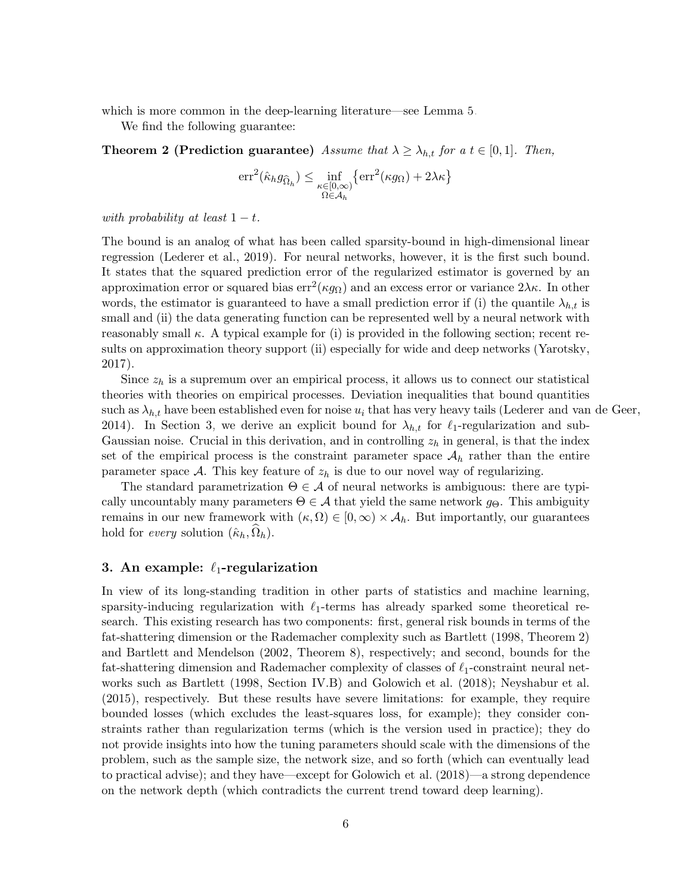which is more common in the deep-learning literature—see Lemma 5.

We find the following guarantee:

**Theorem 2 (Prediction guarantee)** *Assume that $\lambda \geq \lambda_{h,t}$ for a $t \in [0,1]$. Then,*

$$\mathrm{err}^2(\hat{\kappa}_h g_{\widehat{\Omega}_h}) \leq \inf_{\substack{\kappa\in[0,\infty)\\ \Omega\in\mathcal{A}_h}} \big\{\mathrm{err}^2(\kappa g_\Omega) + 2\lambda\kappa\big\}$$

*with probability at least $1-t$.*

The bound is an analog of what has been called sparsity-bound in high-dimensional linear regression (Lederer et al., 2019). For neural networks, however, it is the first such bound. It states that the squared prediction error of the regularized estimator is governed by an approximation error or squared bias $\mathrm{err}^2(\kappa g_\Omega)$ and an excess error or variance $2\lambda\kappa$. In other words, the estimator is guaranteed to have a small prediction error if (i) the quantile $\lambda_{h,t}$ is small and (ii) the data generating function can be represented well by a neural network with reasonably small $\kappa$. A typical example for (i) is provided in the following section; recent results on approximation theory support (ii) especially for wide and deep networks (Yarotsky, 2017).

Since $z_h$ is a supremum over an empirical process, it allows us to connect our statistical theories with theories on empirical processes. Deviation inequalities that bound quantities such as $\lambda_{h,t}$ have been established even for noise $u_i$ that has very heavy tails (Lederer and van de Geer, 2014). In Section 3, we derive an explicit bound for $\lambda_{h,t}$ for $\ell_1$-regularization and sub-Gaussian noise. Crucial in this derivation, and in controlling $z_h$ in general, is that the index set of the empirical process is the constraint parameter space $\mathcal{A}_h$ rather than the entire parameter space $\mathcal{A}$. This key feature of $z_h$ is due to our novel way of regularizing.

The standard parametrization $\Theta \in \mathcal{A}$ of neural networks is ambiguous: there are typically uncountably many parameters $\Theta \in \mathcal{A}$ that yield the same network $g_\Theta$. This ambiguity remains in our new framework with $(\kappa, \Omega) \in [0,\infty) \times \mathcal{A}_h$. But importantly, our guarantees hold for *every* solution $(\hat{\kappa}_h, \widehat{\Omega}_h)$.

## 3. An example: $\ell_1$-regularization

In view of its long-standing tradition in other parts of statistics and machine learning, sparsity-inducing regularization with $\ell_1$-terms has already sparked some theoretical research. This existing research has two components: first, general risk bounds in terms of the fat-shattering dimension or the Rademacher complexity such as Bartlett (1998, Theorem 2) and Bartlett and Mendelson (2002, Theorem 8), respectively; and second, bounds for the fat-shattering dimension and Rademacher complexity of classes of $\ell_1$-constraint neural networks such as Bartlett (1998, Section IV.B) and Golowich et al. (2018); Neyshabur et al. (2015), respectively. But these results have severe limitations: for example, they require bounded losses (which excludes the least-squares loss, for example); they consider constraints rather than regularization terms (which is the version used in practice); they do not provide insights into how the tuning parameters should scale with the dimensions of the problem, such as the sample size, the network size, and so forth (which can eventually lead to practical advise); and they have—except for Golowich et al. (2018)—a strong dependence on the network depth (which contradicts the current trend toward deep learning).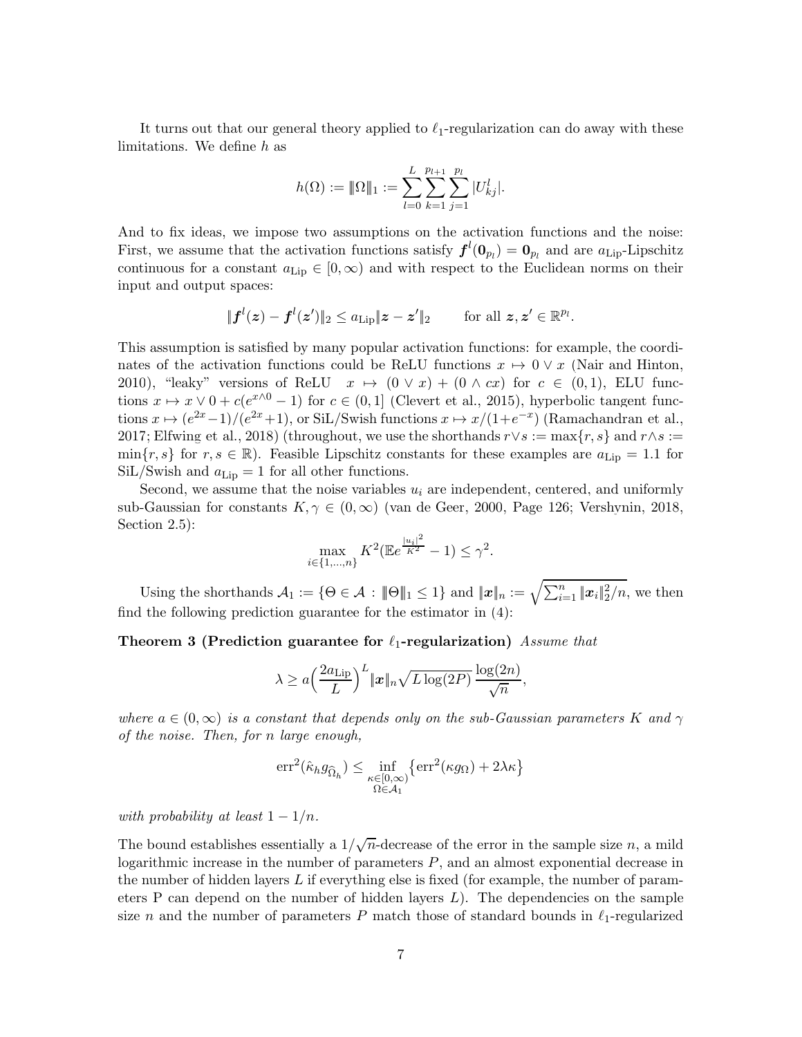It turns out that our general theory applied to $\ell_1$-regularization can do away with these limitations. We define $h$ as

$$h(\Omega) := |||\Omega|||_1 := \sum_{l=0}^{L} \sum_{k=1}^{p_{l+1}} \sum_{j=1}^{p_l} |U^l_{kj}|.$$

And to fix ideas, we impose two assumptions on the activation functions and the noise: First, we assume that the activation functions satisfy $\boldsymbol{f}^l(\mathbf{0}_{p_l}) = \mathbf{0}_{p_l}$ and are $a_{\mathrm{Lip}}$-Lipschitz continuous for a constant $a_{\mathrm{Lip}} \in [0, \infty)$ and with respect to the Euclidean norms on their input and output spaces:

$$\|\boldsymbol{f}^l(\boldsymbol{z}) - \boldsymbol{f}^l(\boldsymbol{z}')\|_2 \leq a_{\mathrm{Lip}} \|\boldsymbol{z} - \boldsymbol{z}'\|_2 \qquad \text{for all } \boldsymbol{z}, \boldsymbol{z}' \in \mathbb{R}^{p_l}.$$

This assumption is satisfied by many popular activation functions: for example, the coordinates of the activation functions could be ReLU functions $x \mapsto 0 \vee x$ (Nair and Hinton, 2010), "leaky" versions of ReLU $x \mapsto (0 \vee x) + (0 \wedge cx)$ for $c \in (0, 1)$, ELU functions $x \mapsto x \vee 0 + c(e^{x \wedge 0} - 1)$ for $c \in (0, 1]$ (Clevert et al., 2015), hyperbolic tangent functions $x \mapsto (e^{2x} - 1)/(e^{2x} + 1)$, or SiL/Swish functions $x \mapsto x/(1 + e^{-x})$ (Ramachandran et al., 2017; Elfwing et al., 2018) (throughout, we use the shorthands $r \vee s := \max\{r, s\}$ and $r \wedge s := \min\{r, s\}$ for $r, s \in \mathbb{R}$). Feasible Lipschitz constants for these examples are $a_{\mathrm{Lip}} = 1.1$ for SiL/Swish and $a_{\mathrm{Lip}} = 1$ for all other functions.

Second, we assume that the noise variables $u_i$ are independent, centered, and uniformly sub-Gaussian for constants $K, \gamma \in (0, \infty)$ (van de Geer, 2000, Page 126; Vershynin, 2018, Section 2.5):

$$\max_{i \in \{1, \ldots, n\}} K^2 (\mathbb{E} e^{\frac{|u_i|^2}{K^2}} - 1) \leq \gamma^2.$$

Using the shorthands $\mathcal{A}_1 := \{\Theta \in \mathcal{A} : |||\Theta|||_1 \leq 1\}$ and $\|\boldsymbol{x}\|_n := \sqrt{\sum_{i=1}^n \|\boldsymbol{x}_i\|_2^2 / n}$, we then find the following prediction guarantee for the estimator in (4):

**Theorem 3 (Prediction guarantee for $\ell_1$-regularization)** *Assume that*

$$\lambda \geq a \Big( \frac{2 a_{\mathrm{Lip}}}{L} \Big)^L \|\boldsymbol{x}\|_n \sqrt{L \log(2P)} \, \frac{\log(2n)}{\sqrt{n}},$$

*where $a \in (0, \infty)$ is a constant that depends only on the sub-Gaussian parameters $K$ and $\gamma$ of the noise. Then, for $n$ large enough,*

$$\mathrm{err}^2(\hat{\kappa}_h g_{\widehat{\Omega}_h}) \leq \inf_{\substack{\kappa \in [0, \infty) \\ \Omega \in \mathcal{A}_1}} \big\{ \mathrm{err}^2(\kappa g_\Omega) + 2\lambda\kappa \big\}$$

*with probability at least $1 - 1/n$.*

The bound establishes essentially a $1/\sqrt{n}$-decrease of the error in the sample size $n$, a mild logarithmic increase in the number of parameters $P$, and an almost exponential decrease in the number of hidden layers $L$ if everything else is fixed (for example, the number of parameters P can depend on the number of hidden layers $L$). The dependencies on the sample size $n$ and the number of parameters $P$ match those of standard bounds in $\ell_1$-regularized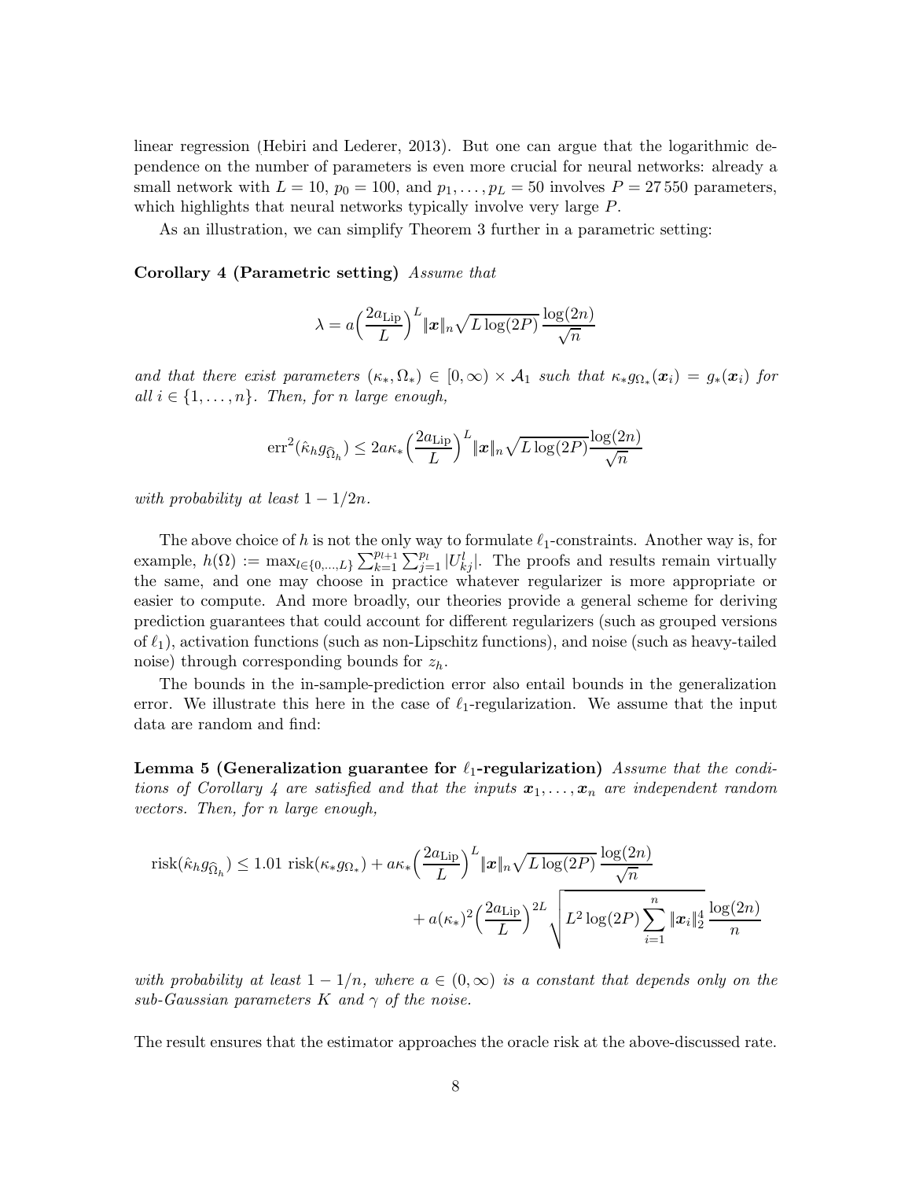linear regression (Hebiri and Lederer, 2013). But one can argue that the logarithmic dependence on the number of parameters is even more crucial for neural networks: already a small network with $L = 10$, $p_0 = 100$, and $p_1, \ldots, p_L = 50$ involves $P = 27\,550$ parameters, which highlights that neural networks typically involve very large $P$.

As an illustration, we can simplify Theorem 3 further in a parametric setting:

**Corollary 4 (Parametric setting)** *Assume that*

$$\lambda = a\Big(\frac{2a_{\mathrm{Lip}}}{L}\Big)^L \|\boldsymbol{x}\|_n \sqrt{L\log(2P)}\,\frac{\log(2n)}{\sqrt{n}}$$

*and that there exist parameters $(\kappa_*, \Omega_*) \in [0,\infty) \times \mathcal{A}_1$ such that $\kappa_* g_{\Omega_*}(\boldsymbol{x}_i) = g_*(\boldsymbol{x}_i)$ for all $i \in \{1, \ldots, n\}$. Then, for $n$ large enough,*

$$\mathrm{err}^2(\hat{\kappa}_h g_{\widehat{\Omega}_h}) \leq 2a\kappa_*\Big(\frac{2a_{\mathrm{Lip}}}{L}\Big)^L \|\boldsymbol{x}\|_n \sqrt{L\log(2P)}\frac{\log(2n)}{\sqrt{n}}$$

*with probability at least $1 - 1/2n$.*

The above choice of $h$ is not the only way to formulate $\ell_1$-constraints. Another way is, for example, $h(\Omega) := \max_{l\in\{0,\ldots,L\}} \sum_{k=1}^{p_{l+1}} \sum_{j=1}^{p_l} |U^l_{kj}|$. The proofs and results remain virtually the same, and one may choose in practice whatever regularizer is more appropriate or easier to compute. And more broadly, our theories provide a general scheme for deriving prediction guarantees that could account for different regularizers (such as grouped versions of $\ell_1$), activation functions (such as non-Lipschitz functions), and noise (such as heavy-tailed noise) through corresponding bounds for $z_h$.

The bounds in the in-sample-prediction error also entail bounds in the generalization error. We illustrate this here in the case of $\ell_1$-regularization. We assume that the input data are random and find:

**Lemma 5 (Generalization guarantee for $\ell_1$-regularization)** *Assume that the conditions of Corollary 4 are satisfied and that the inputs $\boldsymbol{x}_1, \ldots, \boldsymbol{x}_n$ are independent random vectors. Then, for $n$ large enough,*

$$\begin{aligned}\mathrm{risk}(\hat{\kappa}_h g_{\widehat{\Omega}_h}) \leq 1.01\ \mathrm{risk}(\kappa_* g_{\Omega_*}) + a\kappa_*\Big(\frac{2a_{\mathrm{Lip}}}{L}\Big)^L \|\boldsymbol{x}\|_n \sqrt{L\log(2P)}\,\frac{\log(2n)}{\sqrt{n}}\\ + a(\kappa_*)^2\Big(\frac{2a_{\mathrm{Lip}}}{L}\Big)^{2L}\sqrt{L^2\log(2P)\sum_{i=1}^n \|\boldsymbol{x}_i\|_2^4}\,\frac{\log(2n)}{n}\end{aligned}$$

*with probability at least $1 - 1/n$, where $a \in (0,\infty)$ is a constant that depends only on the sub-Gaussian parameters $K$ and $\gamma$ of the noise.*

The result ensures that the estimator approaches the oracle risk at the above-discussed rate.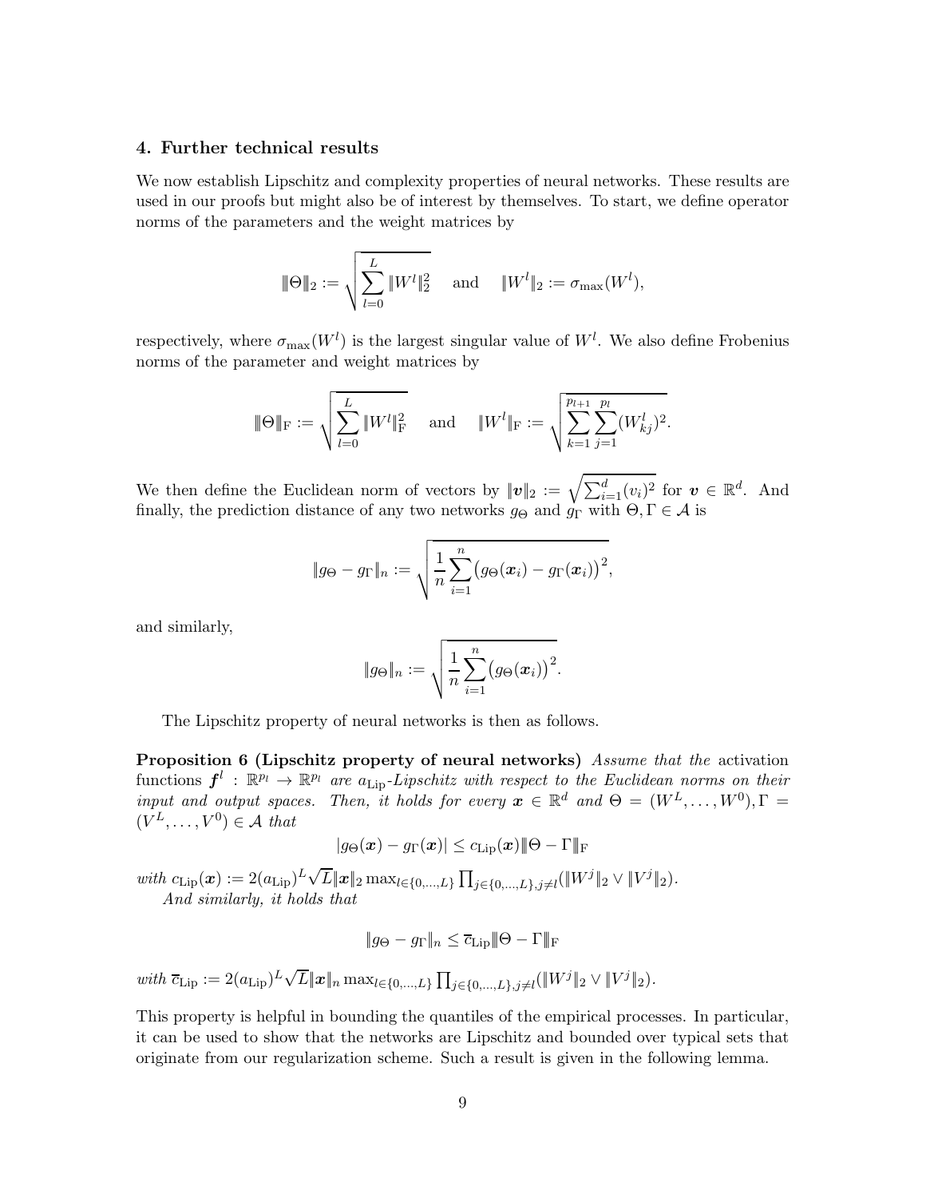## 4. Further technical results

We now establish Lipschitz and complexity properties of neural networks. These results are used in our proofs but might also be of interest by themselves. To start, we define operator norms of the parameters and the weight matrices by

$$|||\Theta|||_2 := \sqrt{\sum_{l=0}^{L} |||W^l|||_2^2} \quad \text{and} \quad |||W^l|||_2 := \sigma_{\max}(W^l),$$

respectively, where $\sigma_{\max}(W^l)$ is the largest singular value of $W^l$. We also define Frobenius norms of the parameter and weight matrices by

$$|||\Theta|||_{\mathrm{F}} := \sqrt{\sum_{l=0}^{L} |||W^l|||_{\mathrm{F}}^2} \quad \text{and} \quad |||W^l|||_{\mathrm{F}} := \sqrt{\sum_{k=1}^{p_{l+1}} \sum_{j=1}^{p_l} (W_{kj}^l)^2}.$$

We then define the Euclidean norm of vectors by $\|\boldsymbol{v}\|_2 := \sqrt{\sum_{i=1}^{d} (v_i)^2}$ for $\boldsymbol{v} \in \mathbb{R}^d$. And finally, the prediction distance of any two networks $g_\Theta$ and $g_\Gamma$ with $\Theta, \Gamma \in \mathcal{A}$ is

$$\|g_\Theta - g_\Gamma\|_n := \sqrt{\frac{1}{n} \sum_{i=1}^{n} \big(g_\Theta(\boldsymbol{x}_i) - g_\Gamma(\boldsymbol{x}_i)\big)^2},$$

and similarly,

$$\|g_\Theta\|_n := \sqrt{\frac{1}{n} \sum_{i=1}^{n} \big(g_\Theta(\boldsymbol{x}_i)\big)^2}.$$

The Lipschitz property of neural networks is then as follows.

**Proposition 6 (Lipschitz property of neural networks)** *Assume that the* activation functions $\boldsymbol{f}^l : \mathbb{R}^{p_l} \to \mathbb{R}^{p_l}$ *are $a_{\mathrm{Lip}}$-Lipschitz with respect to the Euclidean norms on their input and output spaces. Then, it holds for every $\boldsymbol{x} \in \mathbb{R}^d$ and $\Theta = (W^L, \ldots, W^0), \Gamma = (V^L, \ldots, V^0) \in \mathcal{A}$ that*

$$|g_\Theta(\boldsymbol{x}) - g_\Gamma(\boldsymbol{x})| \le c_{\mathrm{Lip}}(\boldsymbol{x}) |||\Theta - \Gamma|||_{\mathrm{F}}$$

*with* $c_{\mathrm{Lip}}(\boldsymbol{x}) := 2(a_{\mathrm{Lip}})^L \sqrt{L} \|\boldsymbol{x}\|_2 \max_{l \in \{0,\ldots,L\}} \prod_{j \in \{0,\ldots,L\}, j \neq l} (|||W^j|||_2 \vee |||V^j|||_2)$.

*And similarly, it holds that*

$$\|g_\Theta - g_\Gamma\|_n \le \overline{c}_{\mathrm{Lip}} |||\Theta - \Gamma|||_{\mathrm{F}}$$

*with* $\overline{c}_{\mathrm{Lip}} := 2(a_{\mathrm{Lip}})^L \sqrt{L} \|\boldsymbol{x}\|_n \max_{l \in \{0,\ldots,L\}} \prod_{j \in \{0,\ldots,L\}, j \neq l} (|||W^j|||_2 \vee |||V^j|||_2)$.

This property is helpful in bounding the quantiles of the empirical processes. In particular, it can be used to show that the networks are Lipschitz and bounded over typical sets that originate from our regularization scheme. Such a result is given in the following lemma.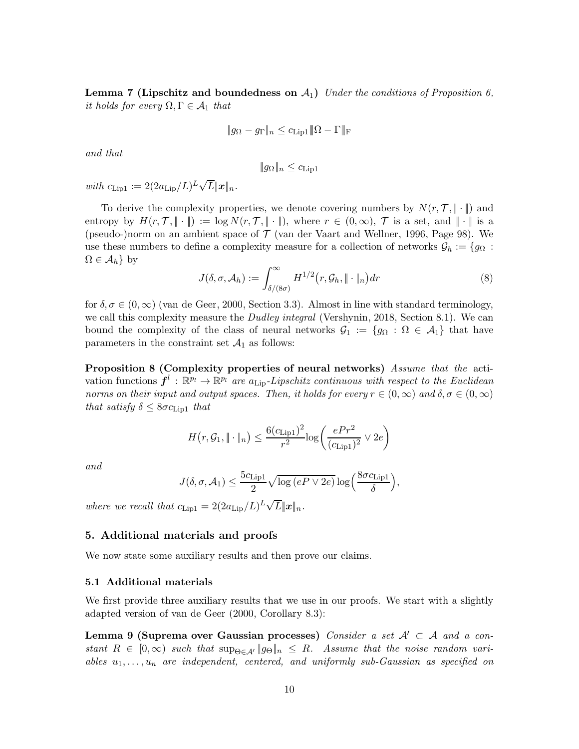**Lemma 7 (Lipschitz and boundedness on $\mathcal{A}_1$)** *Under the conditions of Proposition 6, it holds for every $\Omega, \Gamma \in \mathcal{A}_1$ that*

$$\|g_\Omega - g_\Gamma\|_n \le c_{\text{Lip1}} \|\Omega - \Gamma\|_{\text{F}}$$

*and that*

$$\|g_\Omega\|_n \le c_{\text{Lip1}}$$

*with $c_{\text{Lip1}} := 2(2a_{\text{Lip}}/L)^L \sqrt{L} \|\boldsymbol{x}\|_n$.*

To derive the complexity properties, we denote covering numbers by $N(r, \mathcal{T}, \|\cdot\|)$ and entropy by $H(r, \mathcal{T}, \|\cdot\|) := \log N(r, \mathcal{T}, \|\cdot\|)$, where $r \in (0, \infty)$, $\mathcal{T}$ is a set, and $\|\cdot\|$ is a (pseudo-)norm on an ambient space of $\mathcal{T}$ (van der Vaart and Wellner, 1996, Page 98). We use these numbers to define a complexity measure for a collection of networks $\mathcal{G}_h := \{g_\Omega : \Omega \in \mathcal{A}_h\}$ by

$$J(\delta, \sigma, \mathcal{A}_h) := \int_{\delta/(8\sigma)}^{\infty} H^{1/2}\big(r, \mathcal{G}_h, \|\cdot\|_n\big)\, dr \tag{8}$$

for $\delta, \sigma \in (0, \infty)$ (van de Geer, 2000, Section 3.3). Almost in line with standard terminology, we call this complexity measure the *Dudley integral* (Vershynin, 2018, Section 8.1). We can bound the complexity of the class of neural networks $\mathcal{G}_1 := \{g_\Omega : \Omega \in \mathcal{A}_1\}$ that have parameters in the constraint set $\mathcal{A}_1$ as follows:

**Proposition 8 (Complexity properties of neural networks)** *Assume that the* activation functions $\boldsymbol{f}^l : \mathbb{R}^{p_l} \to \mathbb{R}^{p_l}$ *are $a_{\text{Lip}}$-Lipschitz continuous with respect to the Euclidean norms on their input and output spaces. Then, it holds for every $r \in (0, \infty)$ and $\delta, \sigma \in (0, \infty)$ that satisfy $\delta \le 8\sigma c_{\text{Lip1}}$ that*

$$H\big(r, \mathcal{G}_1, \|\cdot\|_n\big) \le \frac{6(c_{\text{Lip1}})^2}{r^2} \log\Big(\frac{ePr^2}{(c_{\text{Lip1}})^2} \vee 2e\Big)$$

*and*

$$J(\delta, \sigma, \mathcal{A}_1) \le \frac{5c_{\text{Lip1}}}{2} \sqrt{\log{(eP \vee 2e)}} \log\Big(\frac{8\sigma c_{\text{Lip1}}}{\delta}\Big),$$

*where we recall that $c_{\text{Lip1}} = 2(2a_{\text{Lip}}/L)^L \sqrt{L} \|\boldsymbol{x}\|_n$.*

## 5. Additional materials and proofs

We now state some auxiliary results and then prove our claims.

### 5.1 Additional materials

We first provide three auxiliary results that we use in our proofs. We start with a slightly adapted version of van de Geer (2000, Corollary 8.3):

**Lemma 9 (Suprema over Gaussian processes)** *Consider a set $\mathcal{A}' \subset \mathcal{A}$ and a constant $R \in [0, \infty)$ such that $\sup_{\Theta \in \mathcal{A}'} \|g_\Theta\|_n \le R$. Assume that the noise random variables $u_1, \dots, u_n$ are independent, centered, and uniformly sub-Gaussian as specified on*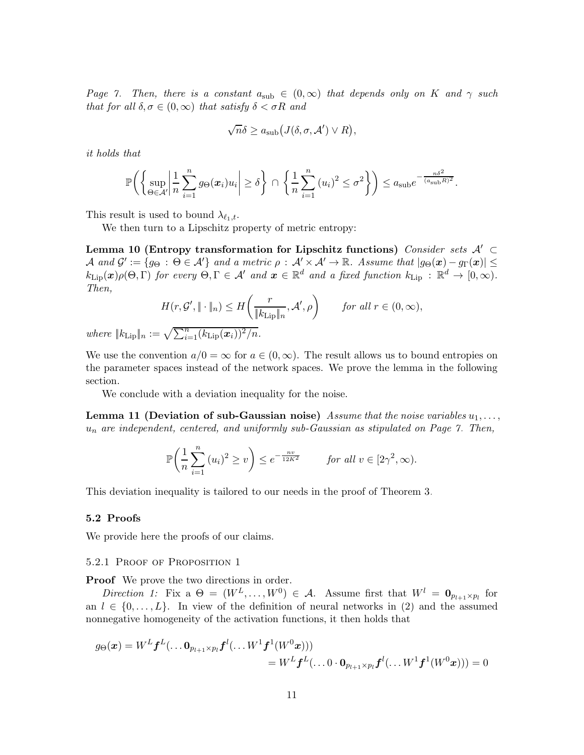*Page 7. Then, there is a constant $a_{\rm sub} \in (0,\infty)$ that depends only on $K$ and $\gamma$ such that for all $\delta, \sigma \in (0,\infty)$ that satisfy $\delta < \sigma R$ and*

$$\sqrt{n}\delta \geq a_{\rm sub}\big(J(\delta,\sigma,\mathcal{A}') \vee R\big),$$

*it holds that*

$$\mathbb{P}\Bigg(\Bigg\{\sup_{\Theta\in\mathcal{A}'}\bigg|\frac{1}{n}\sum_{i=1}^{n} g_\Theta(\boldsymbol{x}_i)u_i\bigg| \geq \delta\Bigg\} \cap \Bigg\{\frac{1}{n}\sum_{i=1}^{n}(u_i)^2 \leq \sigma^2\Bigg\}\Bigg) \leq a_{\rm sub} e^{-\frac{n\delta^2}{(a_{\rm sub}R)^2}}.$$

This result is used to bound $\lambda_{\ell_1,t}$.

We then turn to a Lipschitz property of metric entropy:

**Lemma 10 (Entropy transformation for Lipschitz functions)** *Consider sets $\mathcal{A}' \subset \mathcal{A}$ and $\mathcal{G}' := \{g_\Theta : \Theta \in \mathcal{A}'\}$ and a metric $\rho : \mathcal{A}' \times \mathcal{A}' \to \mathbb{R}$. Assume that $|g_\Theta(\boldsymbol{x}) - g_\Gamma(\boldsymbol{x})| \leq k_{\rm Lip}(\boldsymbol{x})\rho(\Theta,\Gamma)$ for every $\Theta,\Gamma \in \mathcal{A}'$ and $\boldsymbol{x} \in \mathbb{R}^d$ and a fixed function $k_{\rm Lip} : \mathbb{R}^d \to [0,\infty)$. Then,*

$$H(r,\mathcal{G}',\|\cdot\|_n) \leq H\bigg(\frac{r}{\|k_{\rm Lip}\|_n},\mathcal{A}',\rho\bigg) \qquad \text{for all } r \in (0,\infty),$$

*where $\|k_{\rm Lip}\|_n := \sqrt{\sum_{i=1}^n (k_{\rm Lip}(\boldsymbol{x}_i))^2/n}$.*

We use the convention $a/0 = \infty$ for $a \in (0,\infty)$. The result allows us to bound entropies on the parameter spaces instead of the network spaces. We prove the lemma in the following section.

We conclude with a deviation inequality for the noise.

**Lemma 11 (Deviation of sub-Gaussian noise)** *Assume that the noise variables $u_1,\dots,$ $u_n$ are independent, centered, and uniformly sub-Gaussian as stipulated on Page 7. Then,*

$$\mathbb{P}\Bigg(\frac{1}{n}\sum_{i=1}^{n}(u_i)^2 \geq v\Bigg) \leq e^{-\frac{nv}{12K^2}} \qquad \text{for all } v \in [2\gamma^2,\infty).$$

This deviation inequality is tailored to our needs in the proof of Theorem 3.

### 5.2 Proofs

We provide here the proofs of our claims.

#### 5.2.1 Proof of Proposition 1

**Proof** We prove the two directions in order.

*Direction 1:* Fix a $\Theta = (W^L,\dots,W^0) \in \mathcal{A}$. Assume first that $W^l = \mathbf{0}_{p_{l+1}\times p_l}$ for an $l \in \{0,\dots,L\}$. In view of the definition of neural networks in (2) and the assumed nonnegative homogeneity of the activation functions, it then holds that

$$\begin{aligned} g_\Theta(\boldsymbol{x}) &= W^L\boldsymbol{f}^L(\dots\mathbf{0}_{p_{l+1}\times p_l}\boldsymbol{f}^l(\dots W^1\boldsymbol{f}^1(W^0\boldsymbol{x}))) \\ &= W^L\boldsymbol{f}^L(\dots 0\cdot\mathbf{0}_{p_{l+1}\times p_l}\boldsymbol{f}^l(\dots W^1\boldsymbol{f}^1(W^0\boldsymbol{x}))) = 0 \end{aligned}$$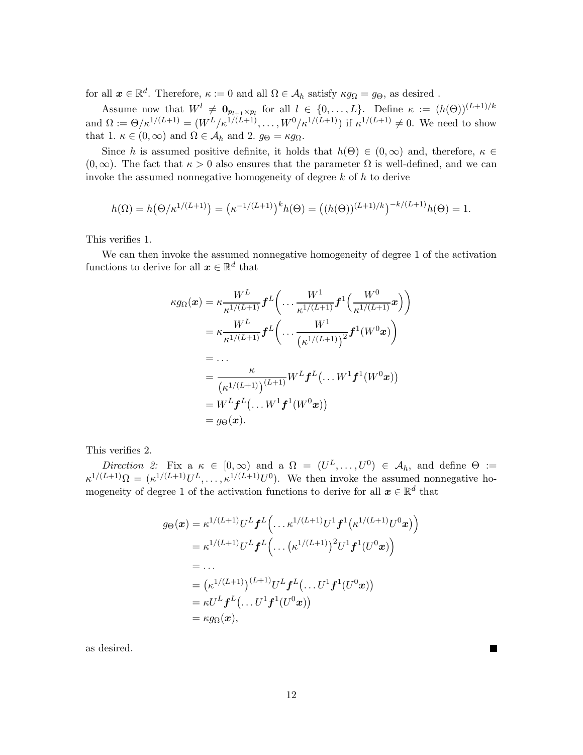for all $\boldsymbol{x} \in \mathbb{R}^d$. Therefore, $\kappa := 0$ and all $\Omega \in \mathcal{A}_h$ satisfy $\kappa g_\Omega = g_\Theta$, as desired .

Assume now that $W^l \neq \mathbf{0}_{p_{l+1} \times p_l}$ for all $l \in \{0, \dots, L\}$. Define $\kappa := (h(\Theta))^{(L+1)/k}$ and $\Omega := \Theta/\kappa^{1/(L+1)} = (W^L/\kappa^{1/(L+1)}, \dots, W^0/\kappa^{1/(L+1)})$ if $\kappa^{1/(L+1)} \neq 0$. We need to show that 1. $\kappa \in (0, \infty)$ and $\Omega \in \mathcal{A}_h$ and 2. $g_\Theta = \kappa g_\Omega$.

Since $h$ is assumed positive definite, it holds that $h(\Theta) \in (0, \infty)$ and, therefore, $\kappa \in (0, \infty)$. The fact that $\kappa > 0$ also ensures that the parameter $\Omega$ is well-defined, and we can invoke the assumed nonnegative homogeneity of degree $k$ of $h$ to derive

$$h(\Omega) = h\big(\Theta/\kappa^{1/(L+1)}\big) = \big(\kappa^{-1/(L+1)}\big)^k h(\Theta) = \big((h(\Theta))^{(L+1)/k}\big)^{-k/(L+1)} h(\Theta) = 1.$$

This verifies 1.

We can then invoke the assumed nonnegative homogeneity of degree 1 of the activation functions to derive for all $\boldsymbol{x} \in \mathbb{R}^d$ that

$$\begin{aligned}
\kappa g_\Omega(\boldsymbol{x}) &= \kappa \frac{W^L}{\kappa^{1/(L+1)}} \boldsymbol{f}^L\Big(\dots \frac{W^1}{\kappa^{1/(L+1)}} \boldsymbol{f}^1\Big(\frac{W^0}{\kappa^{1/(L+1)}} \boldsymbol{x}\Big)\Big) \\
&= \kappa \frac{W^L}{\kappa^{1/(L+1)}} \boldsymbol{f}^L\Big(\dots \frac{W^1}{\big(\kappa^{1/(L+1)}\big)^2} \boldsymbol{f}^1(W^0 \boldsymbol{x})\Big) \\
&= \dots \\
&= \frac{\kappa}{\big(\kappa^{1/(L+1)}\big)^{(L+1)}} W^L \boldsymbol{f}^L\big(\dots W^1 \boldsymbol{f}^1(W^0 \boldsymbol{x})\big) \\
&= W^L \boldsymbol{f}^L\big(\dots W^1 \boldsymbol{f}^1(W^0 \boldsymbol{x})\big) \\
&= g_\Theta(\boldsymbol{x}).
\end{aligned}$$

This verifies 2.

*Direction 2:* Fix a $\kappa \in [0, \infty)$ and a $\Omega = (U^L, \dots, U^0) \in \mathcal{A}_h$, and define $\Theta := \kappa^{1/(L+1)}\Omega = (\kappa^{1/(L+1)}U^L, \dots, \kappa^{1/(L+1)}U^0)$. We then invoke the assumed nonnegative homogeneity of degree 1 of the activation functions to derive for all $\boldsymbol{x} \in \mathbb{R}^d$ that

$$\begin{aligned}
g_\Theta(\boldsymbol{x}) &= \kappa^{1/(L+1)} U^L \boldsymbol{f}^L\Big(\dots \kappa^{1/(L+1)} U^1 \boldsymbol{f}^1\big(\kappa^{1/(L+1)} U^0 \boldsymbol{x}\big)\Big) \\
&= \kappa^{1/(L+1)} U^L \boldsymbol{f}^L\Big(\dots \big(\kappa^{1/(L+1)}\big)^2 U^1 \boldsymbol{f}^1(U^0 \boldsymbol{x})\Big) \\
&= \dots \\
&= \big(\kappa^{1/(L+1)}\big)^{(L+1)} U^L \boldsymbol{f}^L\big(\dots U^1 \boldsymbol{f}^1(U^0 \boldsymbol{x})\big) \\
&= \kappa U^L \boldsymbol{f}^L\big(\dots U^1 \boldsymbol{f}^1(U^0 \boldsymbol{x})\big) \\
&= \kappa g_\Omega(\boldsymbol{x}),
\end{aligned}$$

as desired. ∎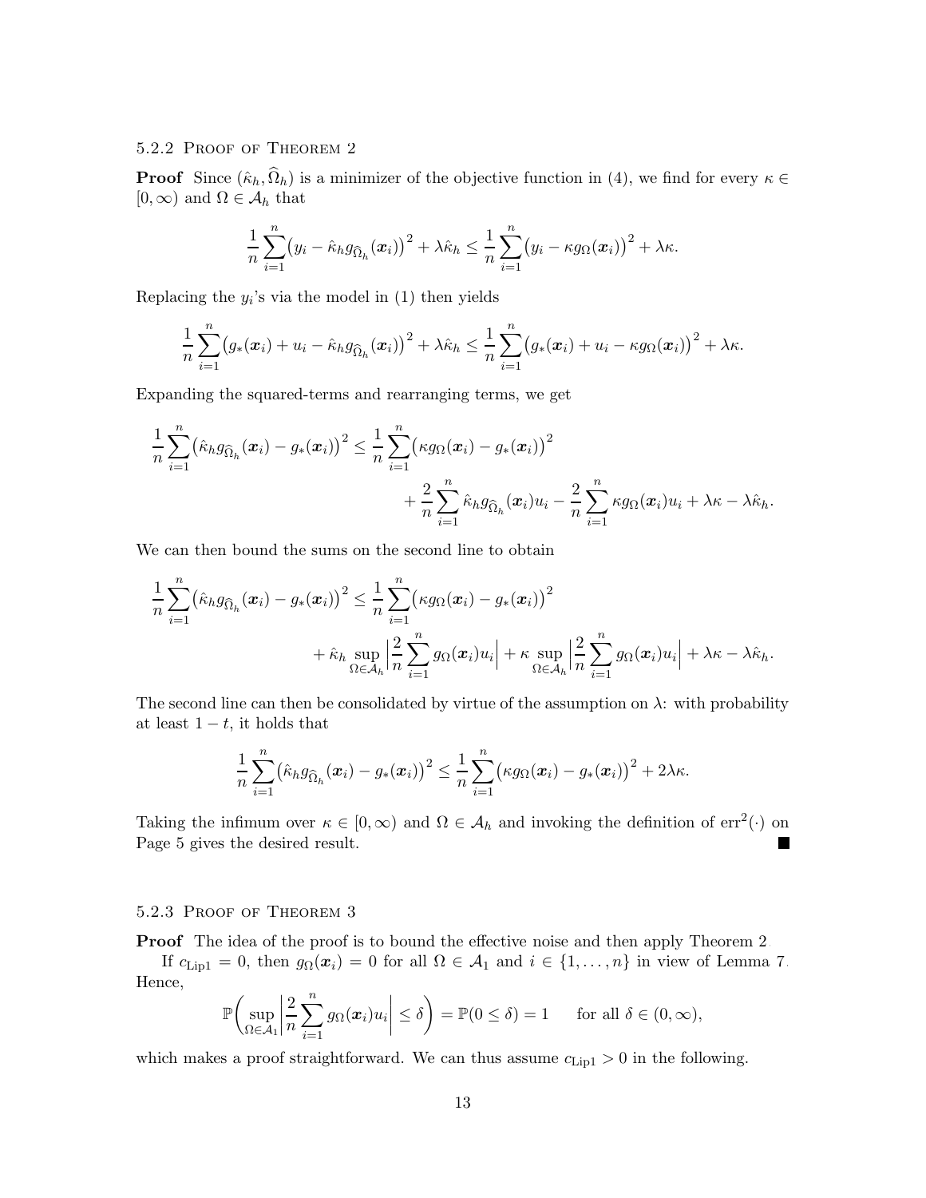#### 5.2.2 Proof of Theorem 2

**Proof** Since $(\hat{\kappa}_h, \widehat{\Omega}_h)$ is a minimizer of the objective function in (4), we find for every $\kappa \in [0, \infty)$ and $\Omega \in \mathcal{A}_h$ that

$$\frac{1}{n}\sum_{i=1}^{n}\bigl(y_i - \hat{\kappa}_h g_{\widehat{\Omega}_h}(\boldsymbol{x}_i)\bigr)^2 + \lambda\hat{\kappa}_h \leq \frac{1}{n}\sum_{i=1}^{n}\bigl(y_i - \kappa g_{\Omega}(\boldsymbol{x}_i)\bigr)^2 + \lambda\kappa.$$

Replacing the $y_i$'s via the model in (1) then yields

$$\frac{1}{n}\sum_{i=1}^{n}\bigl(g_*(\boldsymbol{x}_i) + u_i - \hat{\kappa}_h g_{\widehat{\Omega}_h}(\boldsymbol{x}_i)\bigr)^2 + \lambda\hat{\kappa}_h \leq \frac{1}{n}\sum_{i=1}^{n}\bigl(g_*(\boldsymbol{x}_i) + u_i - \kappa g_{\Omega}(\boldsymbol{x}_i)\bigr)^2 + \lambda\kappa.$$

Expanding the squared-terms and rearranging terms, we get

$$\begin{aligned}\frac{1}{n}\sum_{i=1}^{n}\bigl(\hat{\kappa}_h g_{\widehat{\Omega}_h}(\boldsymbol{x}_i) - g_*(\boldsymbol{x}_i)\bigr)^2 &\leq \frac{1}{n}\sum_{i=1}^{n}\bigl(\kappa g_{\Omega}(\boldsymbol{x}_i) - g_*(\boldsymbol{x}_i)\bigr)^2 \\ &\quad + \frac{2}{n}\sum_{i=1}^{n}\hat{\kappa}_h g_{\widehat{\Omega}_h}(\boldsymbol{x}_i)u_i - \frac{2}{n}\sum_{i=1}^{n}\kappa g_{\Omega}(\boldsymbol{x}_i)u_i + \lambda\kappa - \lambda\hat{\kappa}_h.\end{aligned}$$

We can then bound the sums on the second line to obtain

$$\begin{aligned}\frac{1}{n}\sum_{i=1}^{n}\bigl(\hat{\kappa}_h g_{\widehat{\Omega}_h}(\boldsymbol{x}_i) - g_*(\boldsymbol{x}_i)\bigr)^2 &\leq \frac{1}{n}\sum_{i=1}^{n}\bigl(\kappa g_{\Omega}(\boldsymbol{x}_i) - g_*(\boldsymbol{x}_i)\bigr)^2 \\ &\quad + \hat{\kappa}_h \sup_{\Omega\in\mathcal{A}_h}\Bigl|\frac{2}{n}\sum_{i=1}^{n}g_{\Omega}(\boldsymbol{x}_i)u_i\Bigr| + \kappa \sup_{\Omega\in\mathcal{A}_h}\Bigl|\frac{2}{n}\sum_{i=1}^{n}g_{\Omega}(\boldsymbol{x}_i)u_i\Bigr| + \lambda\kappa - \lambda\hat{\kappa}_h.\end{aligned}$$

The second line can then be consolidated by virtue of the assumption on $\lambda$: with probability at least $1 - t$, it holds that

$$\frac{1}{n}\sum_{i=1}^{n}\bigl(\hat{\kappa}_h g_{\widehat{\Omega}_h}(\boldsymbol{x}_i) - g_*(\boldsymbol{x}_i)\bigr)^2 \leq \frac{1}{n}\sum_{i=1}^{n}\bigl(\kappa g_{\Omega}(\boldsymbol{x}_i) - g_*(\boldsymbol{x}_i)\bigr)^2 + 2\lambda\kappa.$$

Taking the infimum over $\kappa \in [0, \infty)$ and $\Omega \in \mathcal{A}_h$ and invoking the definition of $\mathrm{err}^2(\cdot)$ on Page 5 gives the desired result. ∎

#### 5.2.3 Proof of Theorem 3

**Proof** The idea of the proof is to bound the effective noise and then apply Theorem 2.

If $c_{\mathrm{Lip1}} = 0$, then $g_{\Omega}(\boldsymbol{x}_i) = 0$ for all $\Omega \in \mathcal{A}_1$ and $i \in \{1, \ldots, n\}$ in view of Lemma 7. Hence,

$$\mathbb{P}\biggl(\sup_{\Omega\in\mathcal{A}_1}\Bigl|\frac{2}{n}\sum_{i=1}^{n}g_{\Omega}(\boldsymbol{x}_i)u_i\Bigr| \leq \delta\biggr) = \mathbb{P}(0 \leq \delta) = 1 \qquad \text{for all } \delta \in (0, \infty),$$

which makes a proof straightforward. We can thus assume $c_{\mathrm{Lip1}} > 0$ in the following.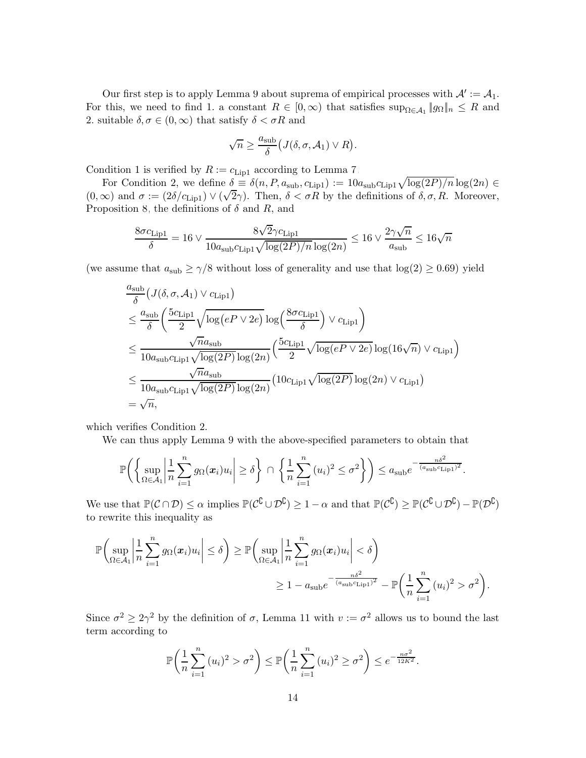Our first step is to apply Lemma 9 about suprema of empirical processes with $\mathcal{A}' := \mathcal{A}_1$. For this, we need to find 1. a constant $R \in [0,\infty)$ that satisfies $\sup_{\Omega\in\mathcal{A}_1} \|g_\Omega\|_n \leq R$ and 2. suitable $\delta,\sigma \in (0,\infty)$ that satisfy $\delta < \sigma R$ and

$$\sqrt{n} \geq \frac{a_{\text{sub}}}{\delta}\big(J(\delta,\sigma,\mathcal{A}_1) \vee R\big).$$

Condition 1 is verified by $R := c_{\text{Lip1}}$ according to Lemma 7.

For Condition 2, we define $\delta \equiv \delta(n,P,a_{\text{sub}},c_{\text{Lip1}}) := 10a_{\text{sub}}c_{\text{Lip1}}\sqrt{\log(2P)/n}\log(2n) \in (0,\infty)$ and $\sigma := (2\delta/c_{\text{Lip1}}) \vee (\sqrt{2}\gamma)$. Then, $\delta < \sigma R$ by the definitions of $\delta,\sigma,R$. Moreover, Proposition 8, the definitions of $\delta$ and $R$, and

$$\frac{8\sigma c_{\text{Lip1}}}{\delta} = 16 \vee \frac{8\sqrt{2}\gamma c_{\text{Lip1}}}{10a_{\text{sub}}c_{\text{Lip1}}\sqrt{\log(2P)/n}\log(2n)} \leq 16 \vee \frac{2\gamma\sqrt{n}}{a_{\text{sub}}} \leq 16\sqrt{n}$$

(we assume that $a_{\text{sub}} \geq \gamma/8$ without loss of generality and use that $\log(2) \geq 0.69$) yield

$$\begin{aligned}
&\frac{a_{\text{sub}}}{\delta}\big(J(\delta,\sigma,\mathcal{A}_1) \vee c_{\text{Lip1}}\big)\\
&\leq \frac{a_{\text{sub}}}{\delta}\bigg(\frac{5c_{\text{Lip1}}}{2}\sqrt{\log\big(eP \vee 2e\big)}\log\Big(\frac{8\sigma c_{\text{Lip1}}}{\delta}\Big) \vee c_{\text{Lip1}}\bigg)\\
&\leq \frac{\sqrt{n}a_{\text{sub}}}{10a_{\text{sub}}c_{\text{Lip1}}\sqrt{\log(2P)}\log(2n)}\Big(\frac{5c_{\text{Lip1}}}{2}\sqrt{\log(eP\vee 2e)}\log(16\sqrt{n}) \vee c_{\text{Lip1}}\Big)\\
&\leq \frac{\sqrt{n}a_{\text{sub}}}{10a_{\text{sub}}c_{\text{Lip1}}\sqrt{\log(2P)}\log(2n)}\big(10c_{\text{Lip1}}\sqrt{\log(2P)}\log(2n) \vee c_{\text{Lip1}}\big)\\
&= \sqrt{n},
\end{aligned}$$

which verifies Condition 2.

We can thus apply Lemma 9 with the above-specified parameters to obtain that

$$\mathbb{P}\bigg(\bigg\{\sup_{\Omega\in\mathcal{A}_1}\bigg|\frac{1}{n}\sum_{i=1}^n g_\Omega(\boldsymbol{x}_i)u_i\bigg| \geq \delta\bigg\} \cap \bigg\{\frac{1}{n}\sum_{i=1}^n (u_i)^2 \leq \sigma^2\bigg\}\bigg) \leq a_{\text{sub}}e^{-\frac{n\delta^2}{(a_{\text{sub}}c_{\text{Lip1}})^2}}.$$

We use that $\mathbb{P}(\mathcal{C}\cap\mathcal{D}) \leq \alpha$ implies $\mathbb{P}(\mathcal{C}^\complement \cup \mathcal{D}^\complement) \geq 1-\alpha$ and that $\mathbb{P}(\mathcal{C}^\complement) \geq \mathbb{P}(\mathcal{C}^\complement \cup \mathcal{D}^\complement) - \mathbb{P}(\mathcal{D}^\complement)$ to rewrite this inequality as

$$\begin{aligned}
\mathbb{P}\bigg(\sup_{\Omega\in\mathcal{A}_1}\bigg|\frac{1}{n}\sum_{i=1}^n g_\Omega(\boldsymbol{x}_i)u_i\bigg| \leq \delta\bigg) &\geq \mathbb{P}\bigg(\sup_{\Omega\in\mathcal{A}_1}\bigg|\frac{1}{n}\sum_{i=1}^n g_\Omega(\boldsymbol{x}_i)u_i\bigg| < \delta\bigg)\\
&\geq 1 - a_{\text{sub}}e^{-\frac{n\delta^2}{(a_{\text{sub}}c_{\text{Lip1}})^2}} - \mathbb{P}\bigg(\frac{1}{n}\sum_{i=1}^n (u_i)^2 > \sigma^2\bigg).
\end{aligned}$$

Since $\sigma^2 \geq 2\gamma^2$ by the definition of $\sigma$, Lemma 11 with $v := \sigma^2$ allows us to bound the last term according to

$$\mathbb{P}\bigg(\frac{1}{n}\sum_{i=1}^n (u_i)^2 > \sigma^2\bigg) \leq \mathbb{P}\bigg(\frac{1}{n}\sum_{i=1}^n (u_i)^2 \geq \sigma^2\bigg) \leq e^{-\frac{n\sigma^2}{12K^2}}.$$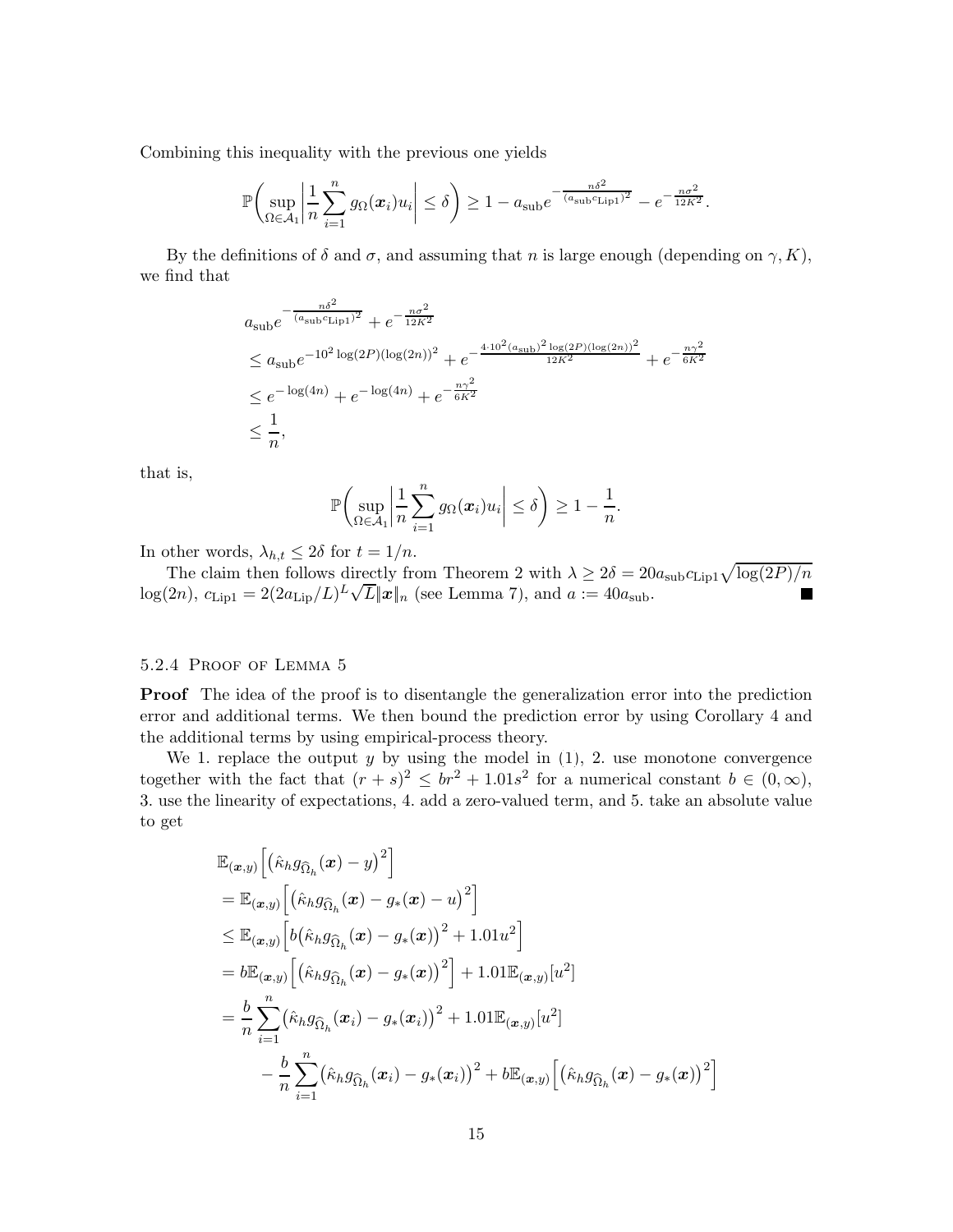Combining this inequality with the previous one yields

$$\mathbb{P}\biggl(\sup_{\Omega\in\mathcal{A}_1}\biggl|\frac{1}{n}\sum_{i=1}^n g_\Omega(\boldsymbol{x}_i)u_i\biggr|\leq\delta\biggr)\geq 1-a_{\mathrm{sub}}e^{-\frac{n\delta^2}{(a_{\mathrm{sub}}c_{\mathrm{Lip1}})^2}}-e^{-\frac{n\sigma^2}{12K^2}}.$$

By the definitions of $\delta$ and $\sigma$, and assuming that $n$ is large enough (depending on $\gamma, K$), we find that

$$\begin{aligned}
&a_{\mathrm{sub}}e^{-\frac{n\delta^2}{(a_{\mathrm{sub}}c_{\mathrm{Lip1}})^2}}+e^{-\frac{n\sigma^2}{12K^2}}\\
&\leq a_{\mathrm{sub}}e^{-10^2\log(2P)(\log(2n))^2}+e^{-\frac{4\cdot 10^2(a_{\mathrm{sub}})^2\log(2P)(\log(2n))^2}{12K^2}}+e^{-\frac{n\gamma^2}{6K^2}}\\
&\leq e^{-\log(4n)}+e^{-\log(4n)}+e^{-\frac{n\gamma^2}{6K^2}}\\
&\leq\frac{1}{n},
\end{aligned}$$

that is,

$$\mathbb{P}\biggl(\sup_{\Omega\in\mathcal{A}_1}\biggl|\frac{1}{n}\sum_{i=1}^n g_\Omega(\boldsymbol{x}_i)u_i\biggr|\leq\delta\biggr)\geq 1-\frac{1}{n}.$$

In other words, $\lambda_{h,t}\leq 2\delta$ for $t=1/n$.

The claim then follows directly from Theorem 2 with $\lambda\geq 2\delta=20a_{\mathrm{sub}}c_{\mathrm{Lip1}}\sqrt{\log(2P)/n}\,\log(2n)$, $c_{\mathrm{Lip1}}=2(2a_{\mathrm{Lip}}/L)^L\sqrt{L}\|\boldsymbol{x}\|_n$ (see Lemma 7), and $a:=40a_{\mathrm{sub}}$. ∎

#### 5.2.4 Proof of Lemma 5

**Proof** The idea of the proof is to disentangle the generalization error into the prediction error and additional terms. We then bound the prediction error by using Corollary 4 and the additional terms by using empirical-process theory.

We 1. replace the output $y$ by using the model in (1), 2. use monotone convergence together with the fact that $(r+s)^2\leq br^2+1.01s^2$ for a numerical constant $b\in(0,\infty)$, 3. use the linearity of expectations, 4. add a zero-valued term, and 5. take an absolute value to get

$$\begin{aligned}
&\mathbb{E}_{(\boldsymbol{x},y)}\Bigl[\bigl(\hat{\kappa}_h g_{\widehat{\Omega}_h}(\boldsymbol{x})-y\bigr)^2\Bigr]\\
&=\mathbb{E}_{(\boldsymbol{x},y)}\Bigl[\bigl(\hat{\kappa}_h g_{\widehat{\Omega}_h}(\boldsymbol{x})-g_*(\boldsymbol{x})-u\bigr)^2\Bigr]\\
&\leq\mathbb{E}_{(\boldsymbol{x},y)}\Bigl[b\bigl(\hat{\kappa}_h g_{\widehat{\Omega}_h}(\boldsymbol{x})-g_*(\boldsymbol{x})\bigr)^2+1.01u^2\Bigr]\\
&=b\mathbb{E}_{(\boldsymbol{x},y)}\Bigl[\bigl(\hat{\kappa}_h g_{\widehat{\Omega}_h}(\boldsymbol{x})-g_*(\boldsymbol{x})\bigr)^2\Bigr]+1.01\mathbb{E}_{(\boldsymbol{x},y)}[u^2]\\
&=\frac{b}{n}\sum_{i=1}^n\bigl(\hat{\kappa}_h g_{\widehat{\Omega}_h}(\boldsymbol{x}_i)-g_*(\boldsymbol{x}_i)\bigr)^2+1.01\mathbb{E}_{(\boldsymbol{x},y)}[u^2]\\
&\quad-\frac{b}{n}\sum_{i=1}^n\bigl(\hat{\kappa}_h g_{\widehat{\Omega}_h}(\boldsymbol{x}_i)-g_*(\boldsymbol{x}_i)\bigr)^2+b\mathbb{E}_{(\boldsymbol{x},y)}\Bigl[\bigl(\hat{\kappa}_h g_{\widehat{\Omega}_h}(\boldsymbol{x})-g_*(\boldsymbol{x})\bigr)^2\Bigr]
\end{aligned}$$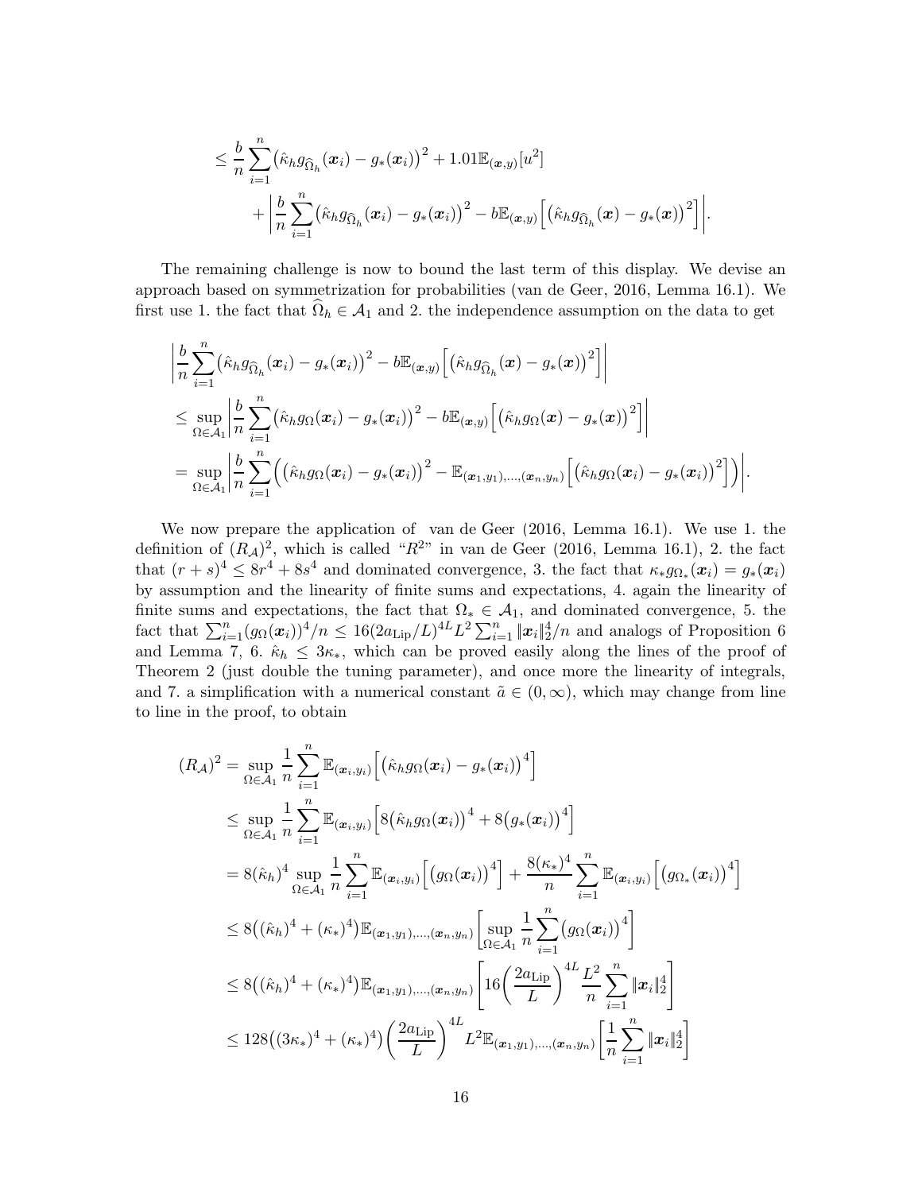$$
\begin{aligned}
&\leq \frac{b}{n}\sum_{i=1}^{n}\bigl(\hat{\kappa}_h g_{\widehat{\Omega}_h}(\boldsymbol{x}_i)-g_*(\boldsymbol{x}_i)\bigr)^2+1.01\mathbb{E}_{(\boldsymbol{x},y)}[u^2]\\
&\qquad+\Biggl|\frac{b}{n}\sum_{i=1}^{n}\bigl(\hat{\kappa}_h g_{\widehat{\Omega}_h}(\boldsymbol{x}_i)-g_*(\boldsymbol{x}_i)\bigr)^2-b\mathbb{E}_{(\boldsymbol{x},y)}\Bigl[\bigl(\hat{\kappa}_h g_{\widehat{\Omega}_h}(\boldsymbol{x})-g_*(\boldsymbol{x})\bigr)^2\Bigr]\Biggr|.
\end{aligned}
$$

The remaining challenge is now to bound the last term of this display. We devise an approach based on symmetrization for probabilities (van de Geer, 2016, Lemma 16.1). We first use 1. the fact that $\widehat{\Omega}_h \in \mathcal{A}_1$ and 2. the independence assumption on the data to get

$$
\begin{aligned}
&\Biggl|\frac{b}{n}\sum_{i=1}^{n}\bigl(\hat{\kappa}_h g_{\widehat{\Omega}_h}(\boldsymbol{x}_i)-g_*(\boldsymbol{x}_i)\bigr)^2-b\mathbb{E}_{(\boldsymbol{x},y)}\Bigl[\bigl(\hat{\kappa}_h g_{\widehat{\Omega}_h}(\boldsymbol{x})-g_*(\boldsymbol{x})\bigr)^2\Bigr]\Biggr|\\
&\leq \sup_{\Omega\in\mathcal{A}_1}\Biggl|\frac{b}{n}\sum_{i=1}^{n}\bigl(\hat{\kappa}_h g_{\Omega}(\boldsymbol{x}_i)-g_*(\boldsymbol{x}_i)\bigr)^2-b\mathbb{E}_{(\boldsymbol{x},y)}\Bigl[\bigl(\hat{\kappa}_h g_{\Omega}(\boldsymbol{x})-g_*(\boldsymbol{x})\bigr)^2\Bigr]\Biggr|\\
&= \sup_{\Omega\in\mathcal{A}_1}\Biggl|\frac{b}{n}\sum_{i=1}^{n}\Bigl(\bigl(\hat{\kappa}_h g_{\Omega}(\boldsymbol{x}_i)-g_*(\boldsymbol{x}_i)\bigr)^2-\mathbb{E}_{(\boldsymbol{x}_1,y_1),\dots,(\boldsymbol{x}_n,y_n)}\Bigl[\bigl(\hat{\kappa}_h g_{\Omega}(\boldsymbol{x}_i)-g_*(\boldsymbol{x}_i)\bigr)^2\Bigr]\Bigr)\Biggr|.
\end{aligned}
$$

We now prepare the application of van de Geer (2016, Lemma 16.1). We use 1. the definition of $(R_{\mathcal{A}})^2$, which is called "$R^2$" in van de Geer (2016, Lemma 16.1), 2. the fact that $(r+s)^4 \leq 8r^4+8s^4$ and dominated convergence, 3. the fact that $\kappa_* g_{\Omega_*}(\boldsymbol{x}_i)=g_*(\boldsymbol{x}_i)$ by assumption and the linearity of finite sums and expectations, 4. again the linearity of finite sums and expectations, the fact that $\Omega_* \in \mathcal{A}_1$, and dominated convergence, 5. the fact that $\sum_{i=1}^{n}(g_\Omega(\boldsymbol{x}_i))^4/n \leq 16(2a_{\mathrm{Lip}}/L)^{4L}L^2\sum_{i=1}^{n}\|\boldsymbol{x}_i\|_2^4/n$ and analogs of Proposition 6 and Lemma 7, 6. $\hat{\kappa}_h \leq 3\kappa_*$, which can be proved easily along the lines of the proof of Theorem 2 (just double the tuning parameter), and once more the linearity of integrals, and 7. a simplification with a numerical constant $\tilde{a} \in (0,\infty)$, which may change from line to line in the proof, to obtain

$$
\begin{aligned}
(R_{\mathcal{A}})^2 &= \sup_{\Omega\in\mathcal{A}_1}\frac{1}{n}\sum_{i=1}^{n}\mathbb{E}_{(\boldsymbol{x}_i,y_i)}\Bigl[\bigl(\hat{\kappa}_h g_{\Omega}(\boldsymbol{x}_i)-g_*(\boldsymbol{x}_i)\bigr)^4\Bigr]\\
&\leq \sup_{\Omega\in\mathcal{A}_1}\frac{1}{n}\sum_{i=1}^{n}\mathbb{E}_{(\boldsymbol{x}_i,y_i)}\Bigl[8\bigl(\hat{\kappa}_h g_{\Omega}(\boldsymbol{x}_i)\bigr)^4+8\bigl(g_*(\boldsymbol{x}_i)\bigr)^4\Bigr]\\
&= 8(\hat{\kappa}_h)^4\sup_{\Omega\in\mathcal{A}_1}\frac{1}{n}\sum_{i=1}^{n}\mathbb{E}_{(\boldsymbol{x}_i,y_i)}\Bigl[\bigl(g_{\Omega}(\boldsymbol{x}_i)\bigr)^4\Bigr]+\frac{8(\kappa_*)^4}{n}\sum_{i=1}^{n}\mathbb{E}_{(\boldsymbol{x}_i,y_i)}\Bigl[\bigl(g_{\Omega_*}(\boldsymbol{x}_i)\bigr)^4\Bigr]\\
&\leq 8\bigl((\hat{\kappa}_h)^4+(\kappa_*)^4\bigr)\mathbb{E}_{(\boldsymbol{x}_1,y_1),\dots,(\boldsymbol{x}_n,y_n)}\Biggl[\sup_{\Omega\in\mathcal{A}_1}\frac{1}{n}\sum_{i=1}^{n}\bigl(g_{\Omega}(\boldsymbol{x}_i)\bigr)^4\Biggr]\\
&\leq 8\bigl((\hat{\kappa}_h)^4+(\kappa_*)^4\bigr)\mathbb{E}_{(\boldsymbol{x}_1,y_1),\dots,(\boldsymbol{x}_n,y_n)}\Biggl[16\biggl(\frac{2a_{\mathrm{Lip}}}{L}\biggr)^{4L}\frac{L^2}{n}\sum_{i=1}^{n}\|\boldsymbol{x}_i\|_2^4\Biggr]\\
&\leq 128\bigl((3\kappa_*)^4+(\kappa_*)^4\bigr)\biggl(\frac{2a_{\mathrm{Lip}}}{L}\biggr)^{4L}L^2\mathbb{E}_{(\boldsymbol{x}_1,y_1),\dots,(\boldsymbol{x}_n,y_n)}\Biggl[\frac{1}{n}\sum_{i=1}^{n}\|\boldsymbol{x}_i\|_2^4\Biggr]
\end{aligned}
$$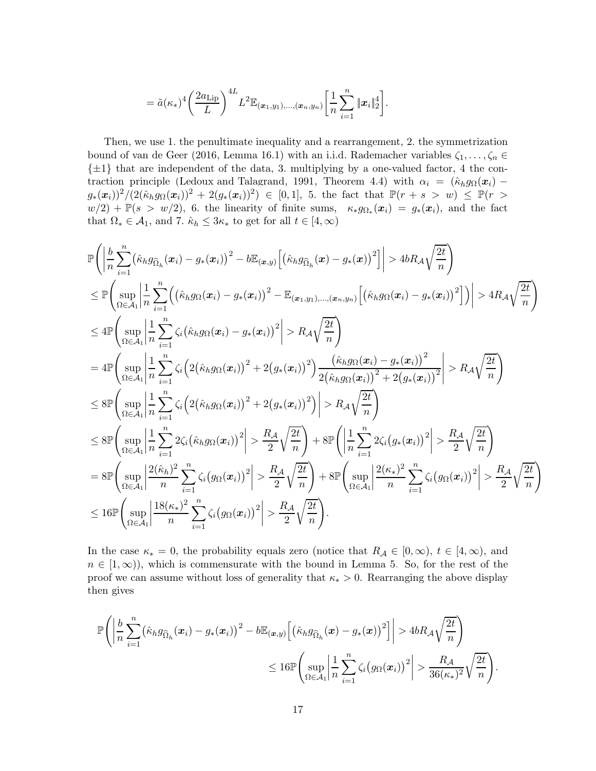$$= \tilde{a}(\kappa_*)^4\left(\frac{2a_{\mathrm{Lip}}}{L}\right)^{4L} L^2 \mathbb{E}_{(\boldsymbol{x}_1,y_1),\dots,(\boldsymbol{x}_n,y_n)}\left[\frac{1}{n}\sum_{i=1}^n \|\boldsymbol{x}_i\|_2^4\right].$$

Then, we use 1. the penultimate inequality and a rearrangement, 2. the symmetrization bound of van de Geer (2016, Lemma 16.1) with an i.i.d. Rademacher variables $\zeta_1,\dots,\zeta_n \in \{\pm 1\}$ that are independent of the data, 3. multiplying by a one-valued factor, 4 the contraction principle (Ledoux and Talagrand, 1991, Theorem 4.4) with $\alpha_i = (\hat{\kappa}_h g_\Omega(\boldsymbol{x}_i) - g_*(\boldsymbol{x}_i))^2/(2(\hat{\kappa}_h g_\Omega(\boldsymbol{x}_i))^2 + 2(g_*(\boldsymbol{x}_i))^2) \in [0,1]$, 5. the fact that $\mathbb{P}(r+s > w) \leq \mathbb{P}(r > w/2) + \mathbb{P}(s > w/2)$, 6. the linearity of finite sums, $\kappa_* g_{\Omega_*}(\boldsymbol{x}_i) = g_*(\boldsymbol{x}_i)$, and the fact that $\Omega_* \in \mathcal{A}_1$, and 7. $\hat{\kappa}_h \leq 3\kappa_*$ to get for all $t \in [4,\infty)$

$$\begin{aligned}
&\mathbb{P}\left(\left|\frac{b}{n}\sum_{i=1}^n\big(\hat{\kappa}_h g_{\widehat{\Omega}_h}(\boldsymbol{x}_i) - g_*(\boldsymbol{x}_i)\big)^2 - b\mathbb{E}_{(\boldsymbol{x},y)}\Big[\big(\hat{\kappa}_h g_{\widehat{\Omega}_h}(\boldsymbol{x}) - g_*(\boldsymbol{x})\big)^2\Big]\right| > 4bR_{\mathcal{A}}\sqrt{\frac{2t}{n}}\right)\\
&\leq \mathbb{P}\left(\sup_{\Omega\in\mathcal{A}_1}\left|\frac{1}{n}\sum_{i=1}^n\Big(\big(\hat{\kappa}_h g_\Omega(\boldsymbol{x}_i) - g_*(\boldsymbol{x}_i)\big)^2 - \mathbb{E}_{(\boldsymbol{x}_1,y_1),\dots,(\boldsymbol{x}_n,y_n)}\Big[\big(\hat{\kappa}_h g_\Omega(\boldsymbol{x}_i) - g_*(\boldsymbol{x}_i)\big)^2\Big]\Big)\right| > 4R_{\mathcal{A}}\sqrt{\frac{2t}{n}}\right)\\
&\leq 4\mathbb{P}\left(\sup_{\Omega\in\mathcal{A}_1}\left|\frac{1}{n}\sum_{i=1}^n\zeta_i\big(\hat{\kappa}_h g_\Omega(\boldsymbol{x}_i) - g_*(\boldsymbol{x}_i)\big)^2\right| > R_{\mathcal{A}}\sqrt{\frac{2t}{n}}\right)\\
&= 4\mathbb{P}\left(\sup_{\Omega\in\mathcal{A}_1}\left|\frac{1}{n}\sum_{i=1}^n\zeta_i\Big(2\big(\hat{\kappa}_h g_\Omega(\boldsymbol{x}_i)\big)^2 + 2\big(g_*(\boldsymbol{x}_i)\big)^2\Big)\frac{\big(\hat{\kappa}_h g_\Omega(\boldsymbol{x}_i) - g_*(\boldsymbol{x}_i)\big)^2}{2\big(\hat{\kappa}_h g_\Omega(\boldsymbol{x}_i)\big)^2 + 2\big(g_*(\boldsymbol{x}_i)\big)^2}\right| > R_{\mathcal{A}}\sqrt{\frac{2t}{n}}\right)\\
&\leq 8\mathbb{P}\left(\sup_{\Omega\in\mathcal{A}_1}\left|\frac{1}{n}\sum_{i=1}^n\zeta_i\Big(2\big(\hat{\kappa}_h g_\Omega(\boldsymbol{x}_i)\big)^2 + 2\big(g_*(\boldsymbol{x}_i)\big)^2\Big)\right| > R_{\mathcal{A}}\sqrt{\frac{2t}{n}}\right)\\
&\leq 8\mathbb{P}\left(\sup_{\Omega\in\mathcal{A}_1}\left|\frac{1}{n}\sum_{i=1}^n 2\zeta_i\big(\hat{\kappa}_h g_\Omega(\boldsymbol{x}_i)\big)^2\right| > \frac{R_{\mathcal{A}}}{2}\sqrt{\frac{2t}{n}}\right) + 8\mathbb{P}\left(\left|\frac{1}{n}\sum_{i=1}^n 2\zeta_i\big(g_*(\boldsymbol{x}_i)\big)^2\right| > \frac{R_{\mathcal{A}}}{2}\sqrt{\frac{2t}{n}}\right)\\
&= 8\mathbb{P}\left(\sup_{\Omega\in\mathcal{A}_1}\left|\frac{2(\hat{\kappa}_h)^2}{n}\sum_{i=1}^n\zeta_i\big(g_\Omega(\boldsymbol{x}_i)\big)^2\right| > \frac{R_{\mathcal{A}}}{2}\sqrt{\frac{2t}{n}}\right) + 8\mathbb{P}\left(\sup_{\Omega\in\mathcal{A}_1}\left|\frac{2(\kappa_*)^2}{n}\sum_{i=1}^n\zeta_i\big(g_\Omega(\boldsymbol{x}_i)\big)^2\right| > \frac{R_{\mathcal{A}}}{2}\sqrt{\frac{2t}{n}}\right)\\
&\leq 16\mathbb{P}\left(\sup_{\Omega\in\mathcal{A}_1}\left|\frac{18(\kappa_*)^2}{n}\sum_{i=1}^n\zeta_i\big(g_\Omega(\boldsymbol{x}_i)\big)^2\right| > \frac{R_{\mathcal{A}}}{2}\sqrt{\frac{2t}{n}}\right).
\end{aligned}$$

In the case $\kappa_* = 0$, the probability equals zero (notice that $R_{\mathcal{A}} \in [0,\infty)$, $t \in [4,\infty)$, and $n \in [1,\infty)$), which is commensurate with the bound in Lemma 5. So, for the rest of the proof we can assume without loss of generality that $\kappa_* > 0$. Rearranging the above display then gives

$$\begin{aligned}
\mathbb{P}\left(\left|\frac{b}{n}\sum_{i=1}^n\big(\hat{\kappa}_h g_{\widehat{\Omega}_h}(\boldsymbol{x}_i) - g_*(\boldsymbol{x}_i)\big)^2 - b\mathbb{E}_{(\boldsymbol{x},y)}\Big[\big(\hat{\kappa}_h g_{\widehat{\Omega}_h}(\boldsymbol{x}) - g_*(\boldsymbol{x})\big)^2\Big]\right| > 4bR_{\mathcal{A}}\sqrt{\frac{2t}{n}}\right)&\\
\leq 16\mathbb{P}\left(\sup_{\Omega\in\mathcal{A}_1}\left|\frac{1}{n}\sum_{i=1}^n\zeta_i\big(g_\Omega(\boldsymbol{x}_i)\big)^2\right| > \frac{R_{\mathcal{A}}}{36(\kappa_*)^2}\sqrt{\frac{2t}{n}}\right)&.
\end{aligned}$$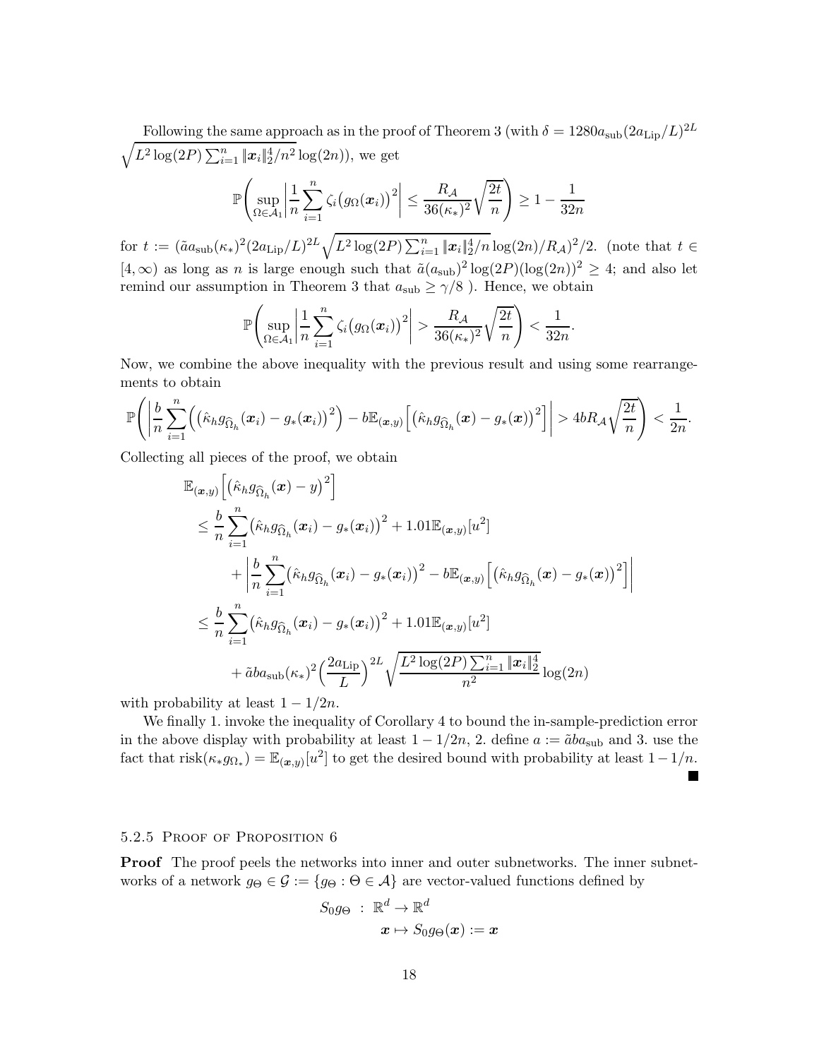Following the same approach as in the proof of Theorem 3 (with $\delta = 1280 a_{\text{sub}}(2a_{\text{Lip}}/L)^{2L} \sqrt{L^2 \log(2P) \sum_{i=1}^n \|\boldsymbol{x}_i\|_2^4/n^2} \log(2n)$), we get

$$\mathbb{P}\left(\sup_{\Omega \in \mathcal{A}_1} \left| \frac{1}{n} \sum_{i=1}^n \zeta_i \big(g_\Omega(\boldsymbol{x}_i)\big)^2 \right| \leq \frac{R_{\mathcal{A}}}{36(\kappa_*)^2} \sqrt{\frac{2t}{n}}\right) \geq 1 - \frac{1}{32n}$$

for $t := (\tilde{a} a_{\text{sub}}(\kappa_*)^2 (2a_{\text{Lip}}/L)^{2L} \sqrt{L^2 \log(2P) \sum_{i=1}^n \|\boldsymbol{x}_i\|_2^4/n} \log(2n)/R_{\mathcal{A}})^2/2$. (note that $t \in [4, \infty)$ as long as $n$ is large enough such that $\tilde{a}(a_{\text{sub}})^2 \log(2P)(\log(2n))^2 \geq 4$; and also let remind our assumption in Theorem 3 that $a_{\text{sub}} \geq \gamma/8$ ). Hence, we obtain

$$\mathbb{P}\left(\sup_{\Omega \in \mathcal{A}_1} \left| \frac{1}{n} \sum_{i=1}^n \zeta_i \big(g_\Omega(\boldsymbol{x}_i)\big)^2 \right| > \frac{R_{\mathcal{A}}}{36(\kappa_*)^2} \sqrt{\frac{2t}{n}}\right) < \frac{1}{32n}.$$

Now, we combine the above inequality with the previous result and using some rearrangements to obtain

$$\mathbb{P}\left(\left| \frac{b}{n} \sum_{i=1}^n \Big( \big(\hat{\kappa}_h g_{\widehat{\Omega}_h}(\boldsymbol{x}_i) - g_*(\boldsymbol{x}_i)\big)^2 \Big) - b\mathbb{E}_{(\boldsymbol{x},y)}\Big[ \big(\hat{\kappa}_h g_{\widehat{\Omega}_h}(\boldsymbol{x}) - g_*(\boldsymbol{x})\big)^2 \Big] \right| > 4bR_{\mathcal{A}} \sqrt{\frac{2t}{n}}\right) < \frac{1}{2n}.$$

Collecting all pieces of the proof, we obtain

$$\begin{aligned}
&\mathbb{E}_{(\boldsymbol{x},y)}\Big[ \big(\hat{\kappa}_h g_{\widehat{\Omega}_h}(\boldsymbol{x}) - y\big)^2 \Big] \\
&\leq \frac{b}{n} \sum_{i=1}^n \big(\hat{\kappa}_h g_{\widehat{\Omega}_h}(\boldsymbol{x}_i) - g_*(\boldsymbol{x}_i)\big)^2 + 1.01 \mathbb{E}_{(\boldsymbol{x},y)}[u^2] \\
&\qquad + \left| \frac{b}{n} \sum_{i=1}^n \big(\hat{\kappa}_h g_{\widehat{\Omega}_h}(\boldsymbol{x}_i) - g_*(\boldsymbol{x}_i)\big)^2 - b\mathbb{E}_{(\boldsymbol{x},y)}\Big[ \big(\hat{\kappa}_h g_{\widehat{\Omega}_h}(\boldsymbol{x}) - g_*(\boldsymbol{x})\big)^2 \Big] \right| \\
&\leq \frac{b}{n} \sum_{i=1}^n \big(\hat{\kappa}_h g_{\widehat{\Omega}_h}(\boldsymbol{x}_i) - g_*(\boldsymbol{x}_i)\big)^2 + 1.01 \mathbb{E}_{(\boldsymbol{x},y)}[u^2] \\
&\qquad + \tilde{a} b a_{\text{sub}} (\kappa_*)^2 \Big(\frac{2a_{\text{Lip}}}{L}\Big)^{2L} \sqrt{\frac{L^2 \log(2P) \sum_{i=1}^n \|\boldsymbol{x}_i\|_2^4}{n^2}} \log(2n)
\end{aligned}$$

with probability at least $1 - 1/2n$.

We finally 1. invoke the inequality of Corollary 4 to bound the in-sample-prediction error in the above display with probability at least $1 - 1/2n$, 2. define $a := \tilde{a} b a_{\text{sub}}$ and 3. use the fact that $\text{risk}(\kappa_* g_{\Omega_*}) = \mathbb{E}_{(\boldsymbol{x},y)}[u^2]$ to get the desired bound with probability at least $1 - 1/n$. ∎

#### 5.2.5 Proof of Proposition 6

**Proof** The proof peels the networks into inner and outer subnetworks. The inner subnetworks of a network $g_\Theta \in \mathcal{G} := \{g_\Theta : \Theta \in \mathcal{A}\}$ are vector-valued functions defined by

$$\begin{aligned}
S_0 g_\Theta \; : \; &\mathbb{R}^d \to \mathbb{R}^d \\
&\boldsymbol{x} \mapsto S_0 g_\Theta(\boldsymbol{x}) := \boldsymbol{x}
\end{aligned}$$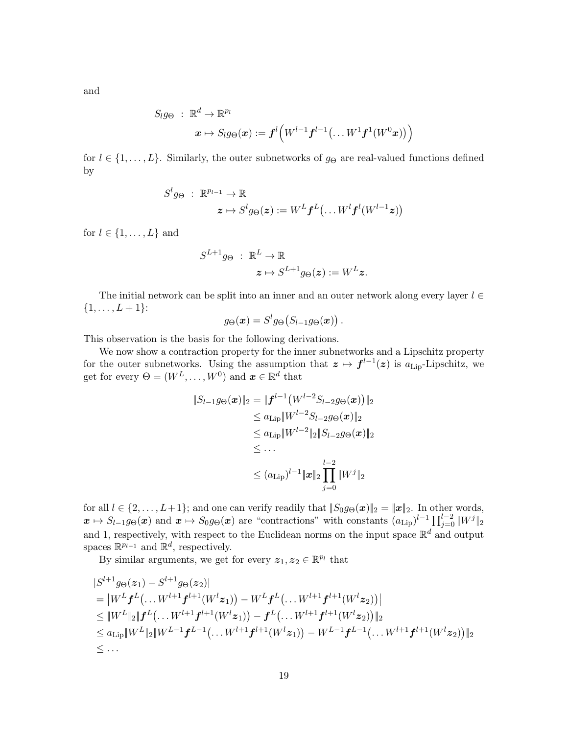and

$$
\begin{aligned}
S_l g_\Theta \; : \; & \mathbb{R}^d \to \mathbb{R}^{p_l} \\
& \boldsymbol{x} \mapsto S_l g_\Theta(\boldsymbol{x}) := \boldsymbol{f}^l\Big(W^{l-1}\boldsymbol{f}^{l-1}\big(\ldots W^1\boldsymbol{f}^1(W^0\boldsymbol{x})\big)\Big)
\end{aligned}
$$

for $l \in \{1, \ldots, L\}$. Similarly, the outer subnetworks of $g_\Theta$ are real-valued functions defined by

$$
\begin{aligned}
S^l g_\Theta \; : \; & \mathbb{R}^{p_{l-1}} \to \mathbb{R} \\
& \boldsymbol{z} \mapsto S^l g_\Theta(\boldsymbol{z}) := W^L\boldsymbol{f}^L\big(\ldots W^l\boldsymbol{f}^l(W^{l-1}\boldsymbol{z})\big)
\end{aligned}
$$

for $l \in \{1, \ldots, L\}$ and

$$
\begin{aligned}
S^{L+1} g_\Theta \; : \; & \mathbb{R}^L \to \mathbb{R} \\
& \boldsymbol{z} \mapsto S^{L+1} g_\Theta(\boldsymbol{z}) := W^L\boldsymbol{z}.
\end{aligned}
$$

The initial network can be split into an inner and an outer network along every layer $l \in \{1, \ldots, L+1\}$:

$$
g_\Theta(\boldsymbol{x}) = S^l g_\Theta\big(S_{l-1} g_\Theta(\boldsymbol{x})\big)\,.
$$

This observation is the basis for the following derivations.

We now show a contraction property for the inner subnetworks and a Lipschitz property for the outer subnetworks. Using the assumption that $\boldsymbol{z} \mapsto \boldsymbol{f}^{l-1}(\boldsymbol{z})$ is $a_{\mathrm{Lip}}$-Lipschitz, we get for every $\Theta = (W^L, \ldots, W^0)$ and $\boldsymbol{x} \in \mathbb{R}^d$ that

$$
\begin{aligned}
\|S_{l-1} g_\Theta(\boldsymbol{x})\|_2 &= \|\boldsymbol{f}^{l-1}\big(W^{l-2} S_{l-2} g_\Theta(\boldsymbol{x})\big)\|_2 \\
&\le a_{\mathrm{Lip}} \|W^{l-2} S_{l-2} g_\Theta(\boldsymbol{x})\|_2 \\
&\le a_{\mathrm{Lip}} \|W^{l-2}\|_2 \|S_{l-2} g_\Theta(\boldsymbol{x})\|_2 \\
&\le \ldots \\
&\le (a_{\mathrm{Lip}})^{l-1} \|\boldsymbol{x}\|_2 \prod_{j=0}^{l-2} \|W^j\|_2
\end{aligned}
$$

for all $l \in \{2, \ldots, L+1\}$; and one can verify readily that $\|S_0 g_\Theta(\boldsymbol{x})\|_2 = \|\boldsymbol{x}\|_2$. In other words, $\boldsymbol{x} \mapsto S_{l-1} g_\Theta(\boldsymbol{x})$ and $\boldsymbol{x} \mapsto S_0 g_\Theta(\boldsymbol{x})$ are "contractions" with constants $(a_{\mathrm{Lip}})^{l-1}\prod_{j=0}^{l-2}\|W^j\|_2$ and 1, respectively, with respect to the Euclidean norms on the input space $\mathbb{R}^d$ and output spaces $\mathbb{R}^{p_{l-1}}$ and $\mathbb{R}^d$, respectively.

By similar arguments, we get for every $\boldsymbol{z}_1, \boldsymbol{z}_2 \in \mathbb{R}^{p_l}$ that

$$
\begin{aligned}
&|S^{l+1} g_\Theta(\boldsymbol{z}_1) - S^{l+1} g_\Theta(\boldsymbol{z}_2)| \\
&= \big|W^L\boldsymbol{f}^L\big(\ldots W^{l+1}\boldsymbol{f}^{l+1}(W^l\boldsymbol{z}_1)\big) - W^L\boldsymbol{f}^L\big(\ldots W^{l+1}\boldsymbol{f}^{l+1}(W^l\boldsymbol{z}_2)\big)\big| \\
&\le \|W^L\|_2 \|\boldsymbol{f}^L\big(\ldots W^{l+1}\boldsymbol{f}^{l+1}(W^l\boldsymbol{z}_1)\big) - \boldsymbol{f}^L\big(\ldots W^{l+1}\boldsymbol{f}^{l+1}(W^l\boldsymbol{z}_2)\big)\|_2 \\
&\le a_{\mathrm{Lip}} \|W^L\|_2 \|W^{L-1}\boldsymbol{f}^{L-1}\big(\ldots W^{l+1}\boldsymbol{f}^{l+1}(W^l\boldsymbol{z}_1)\big) - W^{L-1}\boldsymbol{f}^{L-1}\big(\ldots W^{l+1}\boldsymbol{f}^{l+1}(W^l\boldsymbol{z}_2)\big)\|_2 \\
&\le \ldots
\end{aligned}
$$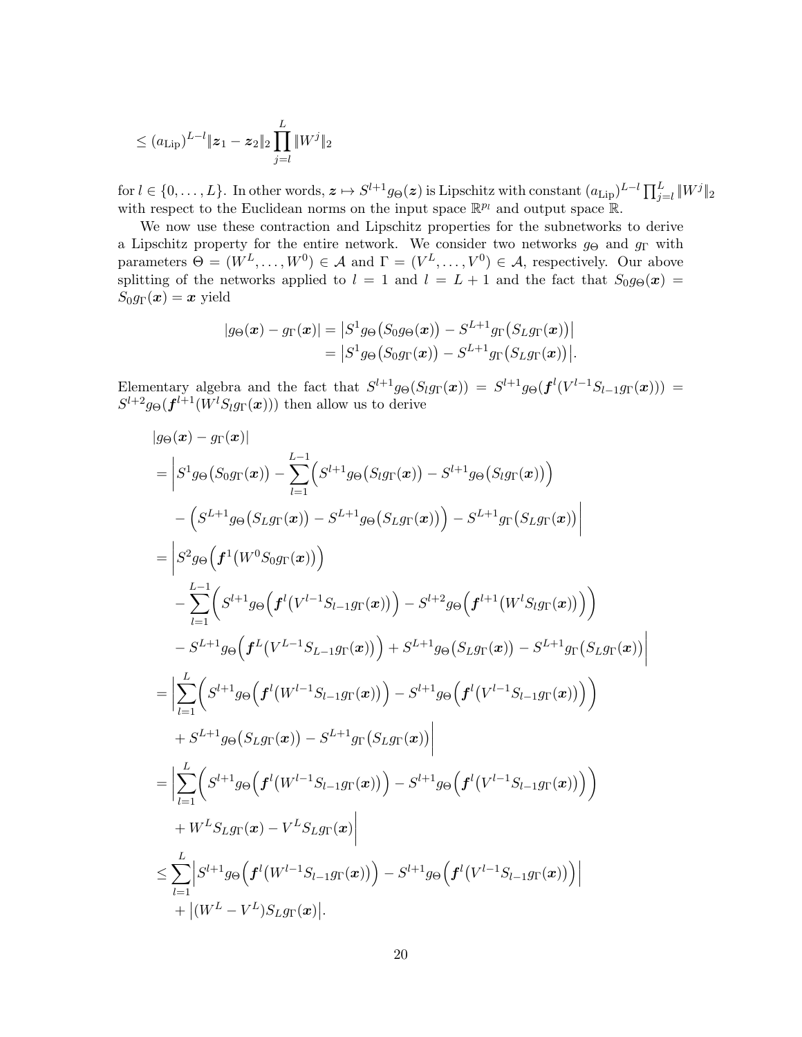$$\leq (a_{\mathrm{Lip}})^{L-l} \|\boldsymbol{z}_1 - \boldsymbol{z}_2\|_2 \prod_{j=l}^{L} \|W^j\|_2$$

for $l \in \{0, \ldots, L\}$. In other words, $\boldsymbol{z} \mapsto S^{l+1} g_\Theta(\boldsymbol{z})$ is Lipschitz with constant $(a_{\mathrm{Lip}})^{L-l} \prod_{j=l}^{L} \|W^j\|_2$ with respect to the Euclidean norms on the input space $\mathbb{R}^{p_l}$ and output space $\mathbb{R}$.

We now use these contraction and Lipschitz properties for the subnetworks to derive a Lipschitz property for the entire network. We consider two networks $g_\Theta$ and $g_\Gamma$ with parameters $\Theta = (W^L, \ldots, W^0) \in \mathcal{A}$ and $\Gamma = (V^L, \ldots, V^0) \in \mathcal{A}$, respectively. Our above splitting of the networks applied to $l = 1$ and $l = L+1$ and the fact that $S_0 g_\Theta(\boldsymbol{x}) = S_0 g_\Gamma(\boldsymbol{x}) = \boldsymbol{x}$ yield

$$\begin{aligned}
|g_\Theta(\boldsymbol{x}) - g_\Gamma(\boldsymbol{x})| &= \big| S^1 g_\Theta\big(S_0 g_\Theta(\boldsymbol{x})\big) - S^{L+1} g_\Gamma\big(S_L g_\Gamma(\boldsymbol{x})\big) \big| \\
&= \big| S^1 g_\Theta\big(S_0 g_\Gamma(\boldsymbol{x})\big) - S^{L+1} g_\Gamma\big(S_L g_\Gamma(\boldsymbol{x})\big) \big|.
\end{aligned}$$

Elementary algebra and the fact that $S^{l+1} g_\Theta(S_l g_\Gamma(\boldsymbol{x})) = S^{l+1} g_\Theta(\boldsymbol{f}^l(V^{l-1} S_{l-1} g_\Gamma(\boldsymbol{x}))) = S^{l+2} g_\Theta(\boldsymbol{f}^{l+1}(W^l S_l g_\Gamma(\boldsymbol{x})))$ then allow us to derive

$$\begin{aligned}
&|g_\Theta(\boldsymbol{x}) - g_\Gamma(\boldsymbol{x})| \\
&= \Bigg| S^1 g_\Theta\big(S_0 g_\Gamma(\boldsymbol{x})\big) - \sum_{l=1}^{L-1} \Big( S^{l+1} g_\Theta\big(S_l g_\Gamma(\boldsymbol{x})\big) - S^{l+1} g_\Theta\big(S_l g_\Gamma(\boldsymbol{x})\big) \Big) \\
&\quad - \Big( S^{L+1} g_\Theta\big(S_L g_\Gamma(\boldsymbol{x})\big) - S^{L+1} g_\Theta\big(S_L g_\Gamma(\boldsymbol{x})\big) \Big) - S^{L+1} g_\Gamma\big(S_L g_\Gamma(\boldsymbol{x})\big) \Bigg| \\
&= \Bigg| S^2 g_\Theta\Big(\boldsymbol{f}^1\big(W^0 S_0 g_\Gamma(\boldsymbol{x})\big)\Big) \\
&\quad - \sum_{l=1}^{L-1} \Big( S^{l+1} g_\Theta\Big(\boldsymbol{f}^l\big(V^{l-1} S_{l-1} g_\Gamma(\boldsymbol{x})\big)\Big) - S^{l+2} g_\Theta\Big(\boldsymbol{f}^{l+1}\big(W^l S_l g_\Gamma(\boldsymbol{x})\big)\Big) \Big) \\
&\quad - S^{L+1} g_\Theta\Big(\boldsymbol{f}^L\big(V^{L-1} S_{L-1} g_\Gamma(\boldsymbol{x})\big)\Big) + S^{L+1} g_\Theta\big(S_L g_\Gamma(\boldsymbol{x})\big) - S^{L+1} g_\Gamma\big(S_L g_\Gamma(\boldsymbol{x})\big) \Bigg| \\
&= \Bigg| \sum_{l=1}^{L} \Big( S^{l+1} g_\Theta\Big(\boldsymbol{f}^l\big(W^{l-1} S_{l-1} g_\Gamma(\boldsymbol{x})\big)\Big) - S^{l+1} g_\Theta\Big(\boldsymbol{f}^l\big(V^{l-1} S_{l-1} g_\Gamma(\boldsymbol{x})\big)\Big) \Big) \\
&\quad + S^{L+1} g_\Theta\big(S_L g_\Gamma(\boldsymbol{x})\big) - S^{L+1} g_\Gamma\big(S_L g_\Gamma(\boldsymbol{x})\big) \Bigg| \\
&= \Bigg| \sum_{l=1}^{L} \Big( S^{l+1} g_\Theta\Big(\boldsymbol{f}^l\big(W^{l-1} S_{l-1} g_\Gamma(\boldsymbol{x})\big)\Big) - S^{l+1} g_\Theta\Big(\boldsymbol{f}^l\big(V^{l-1} S_{l-1} g_\Gamma(\boldsymbol{x})\big)\Big) \Big) \\
&\quad + W^L S_L g_\Gamma(\boldsymbol{x}) - V^L S_L g_\Gamma(\boldsymbol{x}) \Bigg| \\
&\leq \sum_{l=1}^{L} \Big| S^{l+1} g_\Theta\Big(\boldsymbol{f}^l\big(W^{l-1} S_{l-1} g_\Gamma(\boldsymbol{x})\big)\Big) - S^{l+1} g_\Theta\Big(\boldsymbol{f}^l\big(V^{l-1} S_{l-1} g_\Gamma(\boldsymbol{x})\big)\Big) \Big| \\
&\quad + \big| (W^L - V^L) S_L g_\Gamma(\boldsymbol{x}) \big|.
\end{aligned}$$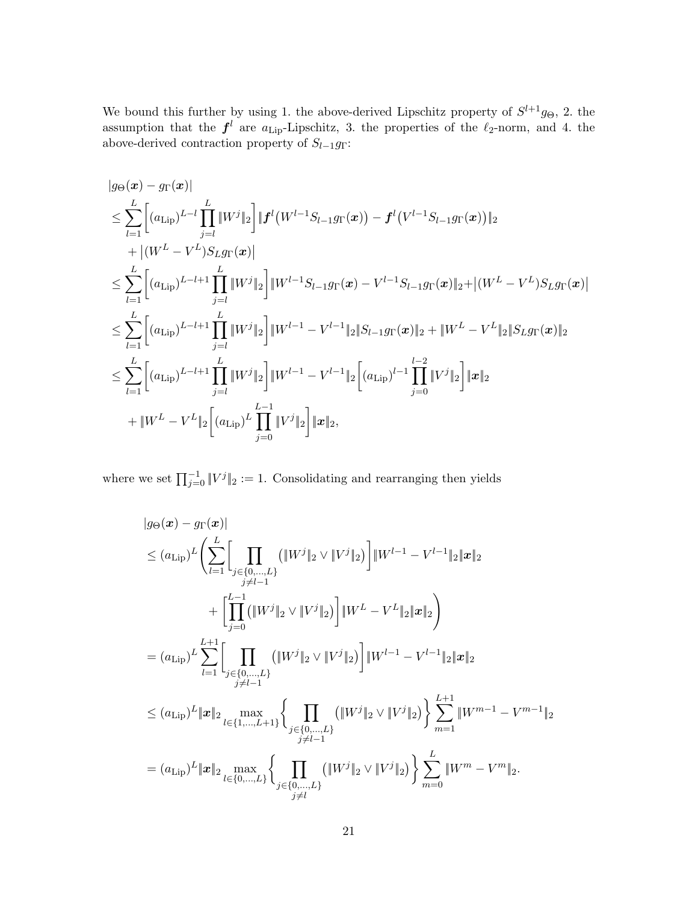We bound this further by using 1. the above-derived Lipschitz property of $S^{l+1}g_\Theta$, 2. the assumption that the $\boldsymbol{f}^l$ are $a_{\text{Lip}}$-Lipschitz, 3. the properties of the $\ell_2$-norm, and 4. the above-derived contraction property of $S_{l-1}g_\Gamma$:

$$
\begin{aligned}
&|g_\Theta(\boldsymbol{x}) - g_\Gamma(\boldsymbol{x})| \\
&\leq \sum_{l=1}^{L} \Biggl[(a_{\text{Lip}})^{L-l} \prod_{j=l}^{L} \|W^j\|_2\Biggr] \|\boldsymbol{f}^l\bigl(W^{l-1}S_{l-1}g_\Gamma(\boldsymbol{x})\bigr) - \boldsymbol{f}^l\bigl(V^{l-1}S_{l-1}g_\Gamma(\boldsymbol{x})\bigr)\|_2 \\
&\quad + \bigl|(W^L - V^L)S_L g_\Gamma(\boldsymbol{x})\bigr| \\
&\leq \sum_{l=1}^{L} \Biggl[(a_{\text{Lip}})^{L-l+1} \prod_{j=l}^{L} \|W^j\|_2\Biggr] \|W^{l-1}S_{l-1}g_\Gamma(\boldsymbol{x}) - V^{l-1}S_{l-1}g_\Gamma(\boldsymbol{x})\|_2 + \bigl|(W^L - V^L)S_L g_\Gamma(\boldsymbol{x})\bigr| \\
&\leq \sum_{l=1}^{L} \Biggl[(a_{\text{Lip}})^{L-l+1} \prod_{j=l}^{L} \|W^j\|_2\Biggr] \|W^{l-1} - V^{l-1}\|_2 \|S_{l-1}g_\Gamma(\boldsymbol{x})\|_2 + \|W^L - V^L\|_2 \|S_L g_\Gamma(\boldsymbol{x})\|_2 \\
&\leq \sum_{l=1}^{L} \Biggl[(a_{\text{Lip}})^{L-l+1} \prod_{j=l}^{L} \|W^j\|_2\Biggr] \|W^{l-1} - V^{l-1}\|_2 \Biggl[(a_{\text{Lip}})^{l-1} \prod_{j=0}^{l-2} \|V^j\|_2\Biggr] \|\boldsymbol{x}\|_2 \\
&\quad + \|W^L - V^L\|_2 \Biggl[(a_{\text{Lip}})^{L} \prod_{j=0}^{L-1} \|V^j\|_2\Biggr] \|\boldsymbol{x}\|_2,
\end{aligned}
$$

where we set $\prod_{j=0}^{-1} \|V^j\|_2 := 1$. Consolidating and rearranging then yields

$$
\begin{aligned}
&|g_\Theta(\boldsymbol{x}) - g_\Gamma(\boldsymbol{x})| \\
&\leq (a_{\text{Lip}})^L \Biggl( \sum_{l=1}^{L} \Biggl[ \prod_{\substack{j \in \{0,\ldots,L\} \\ j \neq l-1}} \bigl(\|W^j\|_2 \vee \|V^j\|_2\bigr)\Biggr] \|W^{l-1} - V^{l-1}\|_2 \|\boldsymbol{x}\|_2 \\
&\qquad\qquad + \Biggl[\prod_{j=0}^{L-1} \bigl(\|W^j\|_2 \vee \|V^j\|_2\bigr)\Biggr] \|W^L - V^L\|_2 \|\boldsymbol{x}\|_2 \Biggr) \\
&= (a_{\text{Lip}})^L \sum_{l=1}^{L+1} \Biggl[ \prod_{\substack{j \in \{0,\ldots,L\} \\ j \neq l-1}} \bigl(\|W^j\|_2 \vee \|V^j\|_2\bigr)\Biggr] \|W^{l-1} - V^{l-1}\|_2 \|\boldsymbol{x}\|_2 \\
&\leq (a_{\text{Lip}})^L \|\boldsymbol{x}\|_2 \max_{l \in \{1,\ldots,L+1\}} \Biggl\{ \prod_{\substack{j \in \{0,\ldots,L\} \\ j \neq l-1}} \bigl(\|W^j\|_2 \vee \|V^j\|_2\bigr)\Biggr\} \sum_{m=1}^{L+1} \|W^{m-1} - V^{m-1}\|_2 \\
&= (a_{\text{Lip}})^L \|\boldsymbol{x}\|_2 \max_{l \in \{0,\ldots,L\}} \Biggl\{ \prod_{\substack{j \in \{0,\ldots,L\} \\ j \neq l}} \bigl(\|W^j\|_2 \vee \|V^j\|_2\bigr)\Biggr\} \sum_{m=0}^{L} \|W^m - V^m\|_2.
\end{aligned}
$$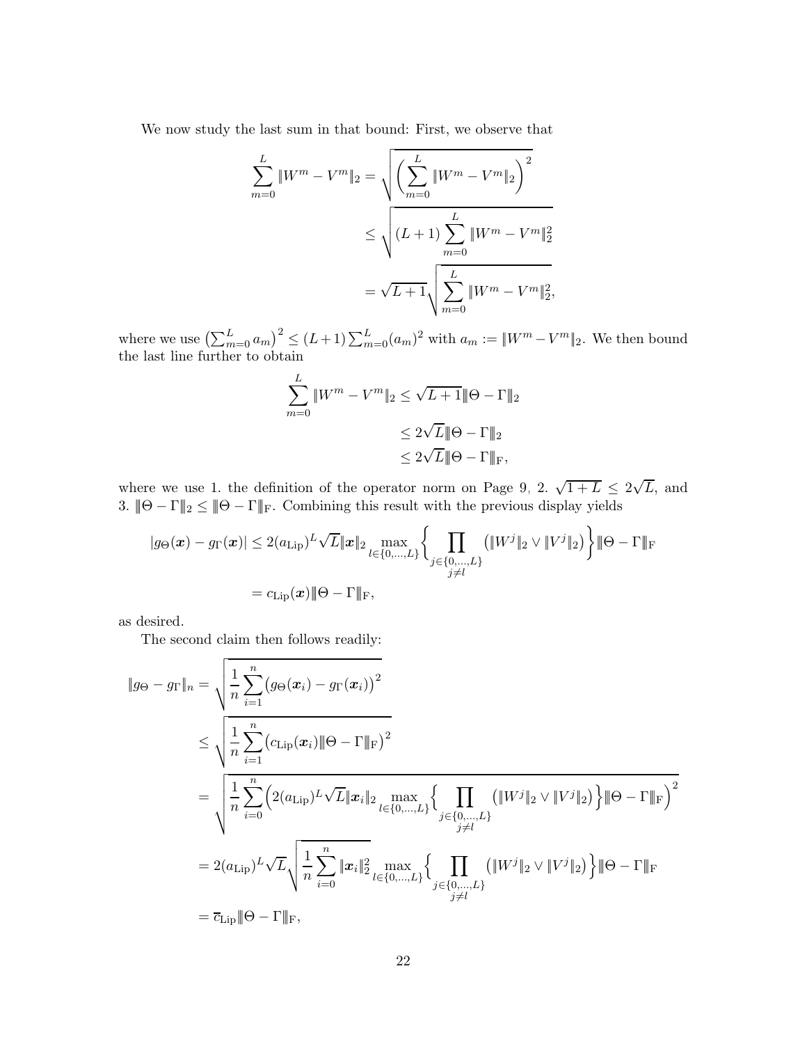We now study the last sum in that bound: First, we observe that

$$
\begin{aligned}
\sum_{m=0}^{L} \|W^m - V^m\|_2 &= \sqrt{\left(\sum_{m=0}^{L} \|W^m - V^m\|_2\right)^2} \\
&\leq \sqrt{(L+1)\sum_{m=0}^{L} \|W^m - V^m\|_2^2} \\
&= \sqrt{L+1}\sqrt{\sum_{m=0}^{L} \|W^m - V^m\|_2^2},
\end{aligned}
$$

where we use $\left(\sum_{m=0}^{L} a_m\right)^2 \leq (L+1)\sum_{m=0}^{L}(a_m)^2$ with $a_m := \|W^m - V^m\|_2$. We then bound the last line further to obtain

$$
\begin{aligned}
\sum_{m=0}^{L} \|W^m - V^m\|_2 &\leq \sqrt{L+1}\|\!|\Theta - \Gamma|\!\|_2 \\
&\leq 2\sqrt{L}\|\!|\Theta - \Gamma|\!\|_2 \\
&\leq 2\sqrt{L}\|\!|\Theta - \Gamma|\!\|_{\mathrm{F}},
\end{aligned}
$$

where we use 1. the definition of the operator norm on Page 9, 2. $\sqrt{1+L} \leq 2\sqrt{L}$, and 3. $\|\!|\Theta - \Gamma|\!\|_2 \leq \|\!|\Theta - \Gamma|\!\|_{\mathrm{F}}$. Combining this result with the previous display yields

$$
\begin{aligned}
|g_\Theta(\boldsymbol{x}) - g_\Gamma(\boldsymbol{x})| &\leq 2(a_{\mathrm{Lip}})^L\sqrt{L}\|\boldsymbol{x}\|_2 \max_{l\in\{0,\dots,L\}}\Bigg\{\prod_{\substack{j\in\{0,\dots,L\}\\ j\neq l}}\big(\|W^j\|_2 \vee \|V^j\|_2\big)\Bigg\}\|\!|\Theta - \Gamma|\!\|_{\mathrm{F}} \\
&= c_{\mathrm{Lip}}(\boldsymbol{x})\|\!|\Theta - \Gamma|\!\|_{\mathrm{F}},
\end{aligned}
$$

as desired.

The second claim then follows readily:

$$
\begin{aligned}
\|g_\Theta - g_\Gamma\|_n &= \sqrt{\frac{1}{n}\sum_{i=1}^{n}\big(g_\Theta(\boldsymbol{x}_i) - g_\Gamma(\boldsymbol{x}_i)\big)^2} \\
&\leq \sqrt{\frac{1}{n}\sum_{i=1}^{n}\big(c_{\mathrm{Lip}}(\boldsymbol{x}_i)\|\!|\Theta - \Gamma|\!\|_{\mathrm{F}}\big)^2} \\
&= \sqrt{\frac{1}{n}\sum_{i=0}^{n}\Bigg(2(a_{\mathrm{Lip}})^L\sqrt{L}\|\boldsymbol{x}_i\|_2 \max_{l\in\{0,\dots,L\}}\Bigg\{\prod_{\substack{j\in\{0,\dots,L\}\\ j\neq l}}\big(\|W^j\|_2 \vee \|V^j\|_2\big)\Bigg\}\|\!|\Theta - \Gamma|\!\|_{\mathrm{F}}\Bigg)^2} \\
&= 2(a_{\mathrm{Lip}})^L\sqrt{L}\sqrt{\frac{1}{n}\sum_{i=0}^{n}\|\boldsymbol{x}_i\|_2^2}\max_{l\in\{0,\dots,L\}}\Bigg\{\prod_{\substack{j\in\{0,\dots,L\}\\ j\neq l}}\big(\|W^j\|_2 \vee \|V^j\|_2\big)\Bigg\}\|\!|\Theta - \Gamma|\!\|_{\mathrm{F}} \\
&= \overline{c}_{\mathrm{Lip}}\|\!|\Theta - \Gamma|\!\|_{\mathrm{F}},
\end{aligned}
$$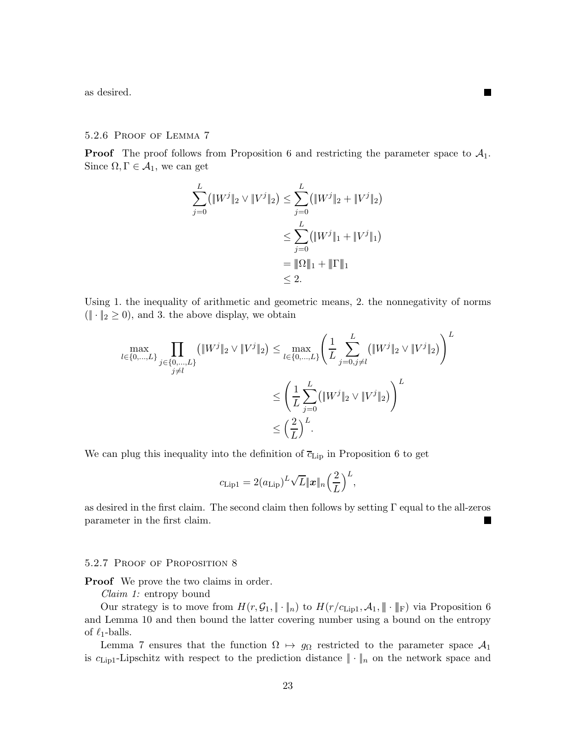as desired. ■

#### 5.2.6 Proof of Lemma 7

**Proof** The proof follows from Proposition 6 and restricting the parameter space to $\mathcal{A}_1$. Since $\Omega, \Gamma \in \mathcal{A}_1$, we can get

$$
\begin{aligned}
\sum_{j=0}^{L} \big( \|W^j\|_2 \vee \|V^j\|_2 \big) &\leq \sum_{j=0}^{L} \big( \|W^j\|_2 + \|V^j\|_2 \big) \\
&\leq \sum_{j=0}^{L} \big( \|W^j\|_1 + \|V^j\|_1 \big) \\
&= \|\Omega\|_1 + \|\Gamma\|_1 \\
&\leq 2.
\end{aligned}
$$

Using 1. the inequality of arithmetic and geometric means, 2. the nonnegativity of norms ($\|\cdot\|_2 \geq 0$), and 3. the above display, we obtain

$$
\begin{aligned}
\max_{l \in \{0,\ldots,L\}} \prod_{\substack{j \in \{0,\ldots,L\} \\ j \neq l}} \big( \|W^j\|_2 \vee \|V^j\|_2 \big) &\leq \max_{l \in \{0,\ldots,L\}} \Bigg( \frac{1}{L} \sum_{j=0, j \neq l}^{L} \big( \|W^j\|_2 \vee \|V^j\|_2 \big) \Bigg)^L \\
&\leq \Bigg( \frac{1}{L} \sum_{j=0}^{L} \big( \|W^j\|_2 \vee \|V^j\|_2 \big) \Bigg)^L \\
&\leq \Big( \frac{2}{L} \Big)^L.
\end{aligned}
$$

We can plug this inequality into the definition of $\overline{c}_{\mathrm{Lip}}$ in Proposition 6 to get

$$
c_{\mathrm{Lip1}} = 2 (a_{\mathrm{Lip}})^L \sqrt{L} \|\boldsymbol{x}\|_n \Big( \frac{2}{L} \Big)^L,
$$

as desired in the first claim. The second claim then follows by setting $\Gamma$ equal to the all-zeros parameter in the first claim. ■

#### 5.2.7 Proof of Proposition 8

**Proof** We prove the two claims in order.

*Claim 1:* entropy bound

Our strategy is to move from $H(r, \mathcal{G}_1, \|\cdot\|_n)$ to $H(r/c_{\mathrm{Lip1}}, \mathcal{A}_1, \|\cdot\|_{\mathrm{F}})$ via Proposition 6 and Lemma 10 and then bound the latter covering number using a bound on the entropy of $\ell_1$-balls.

Lemma 7 ensures that the function $\Omega \mapsto g_\Omega$ restricted to the parameter space $\mathcal{A}_1$ is $c_{\mathrm{Lip1}}$-Lipschitz with respect to the prediction distance $\|\cdot\|_n$ on the network space and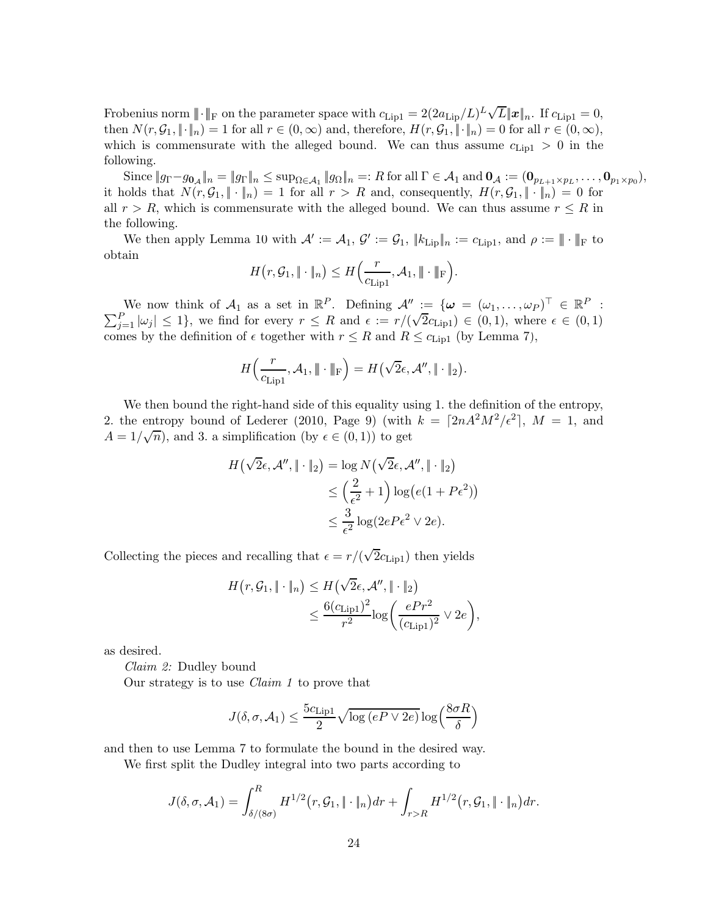Frobenius norm $\|\!|\cdot|\!\|_{\mathrm{F}}$ on the parameter space with $c_{\mathrm{Lip1}} = 2(2a_{\mathrm{Lip}}/L)^L\sqrt{L}\|\boldsymbol{x}\|_n$. If $c_{\mathrm{Lip1}} = 0$, then $N(r, \mathcal{G}_1, \|\cdot\|_n) = 1$ for all $r \in (0, \infty)$ and, therefore, $H(r, \mathcal{G}_1, \|\cdot\|_n) = 0$ for all $r \in (0, \infty)$, which is commensurate with the alleged bound. We can thus assume $c_{\mathrm{Lip1}} > 0$ in the following.

Since $\|g_\Gamma - g_{\mathbf{0}_\mathcal{A}}\|_n = \|g_\Gamma\|_n \le \sup_{\Omega \in \mathcal{A}_1} \|g_\Omega\|_n =: R$ for all $\Gamma \in \mathcal{A}_1$ and $\mathbf{0}_\mathcal{A} := (\mathbf{0}_{p_{L+1} \times p_L}, \ldots, \mathbf{0}_{p_1 \times p_0})$, it holds that $N(r, \mathcal{G}_1, \|\cdot\|_n) = 1$ for all $r > R$ and, consequently, $H(r, \mathcal{G}_1, \|\cdot\|_n) = 0$ for all $r > R$, which is commensurate with the alleged bound. We can thus assume $r \le R$ in the following.

We then apply Lemma 10 with $\mathcal{A}' := \mathcal{A}_1$, $\mathcal{G}' := \mathcal{G}_1$, $\|k_{\mathrm{Lip}}\|_n := c_{\mathrm{Lip1}}$, and $\rho := \|\!|\cdot|\!\|_{\mathrm{F}}$ to obtain

$$H\big(r, \mathcal{G}_1, \|\cdot\|_n\big) \le H\Big(\frac{r}{c_{\mathrm{Lip1}}}, \mathcal{A}_1, \|\!|\cdot|\!\|_{\mathrm{F}}\Big).$$

We now think of $\mathcal{A}_1$ as a set in $\mathbb{R}^P$. Defining $\mathcal{A}'' := \{\boldsymbol{\omega} = (\omega_1, \ldots, \omega_P)^\top \in \mathbb{R}^P : \sum_{j=1}^P |\omega_j| \le 1\}$, we find for every $r \le R$ and $\epsilon := r/(\sqrt{2}c_{\mathrm{Lip1}}) \in (0,1)$, where $\epsilon \in (0,1)$ comes by the definition of $\epsilon$ together with $r \le R$ and $R \le c_{\mathrm{Lip1}}$ (by Lemma 7),

$$H\Big(\frac{r}{c_{\mathrm{Lip1}}}, \mathcal{A}_1, \|\!|\cdot|\!\|_{\mathrm{F}}\Big) = H\big(\sqrt{2}\epsilon, \mathcal{A}'', \|\cdot\|_2\big).$$

We then bound the right-hand side of this equality using 1. the definition of the entropy, 2. the entropy bound of Lederer (2010, Page 9) (with $k = \lceil 2nA^2M^2/\epsilon^2 \rceil$, $M = 1$, and $A = 1/\sqrt{n}$), and 3. a simplification (by $\epsilon \in (0,1)$) to get

$$\begin{aligned}
H\big(\sqrt{2}\epsilon, \mathcal{A}'', \|\cdot\|_2\big) &= \log N\big(\sqrt{2}\epsilon, \mathcal{A}'', \|\cdot\|_2\big) \\
&\le \Big(\frac{2}{\epsilon^2} + 1\Big)\log\big(e(1 + P\epsilon^2)\big) \\
&\le \frac{3}{\epsilon^2}\log(2eP\epsilon^2 \vee 2e).
\end{aligned}$$

Collecting the pieces and recalling that $\epsilon = r/(\sqrt{2}c_{\mathrm{Lip1}})$ then yields

$$\begin{aligned}
H\big(r, \mathcal{G}_1, \|\cdot\|_n\big) &\le H\big(\sqrt{2}\epsilon, \mathcal{A}'', \|\cdot\|_2\big) \\
&\le \frac{6(c_{\mathrm{Lip1}})^2}{r^2}\log\Big(\frac{ePr^2}{(c_{\mathrm{Lip1}})^2} \vee 2e\Big),
\end{aligned}$$

as desired.

*Claim 2:* Dudley bound

Our strategy is to use *Claim 1* to prove that

$$J(\delta, \sigma, \mathcal{A}_1) \le \frac{5c_{\mathrm{Lip1}}}{2}\sqrt{\log\,(eP \vee 2e)}\,\log\Big(\frac{8\sigma R}{\delta}\Big)$$

and then to use Lemma 7 to formulate the bound in the desired way.

We first split the Dudley integral into two parts according to

$$J(\delta, \sigma, \mathcal{A}_1) = \int_{\delta/(8\sigma)}^{R} H^{1/2}\big(r, \mathcal{G}_1, \|\cdot\|_n\big)dr + \int_{r>R} H^{1/2}\big(r, \mathcal{G}_1, \|\cdot\|_n\big)dr.$$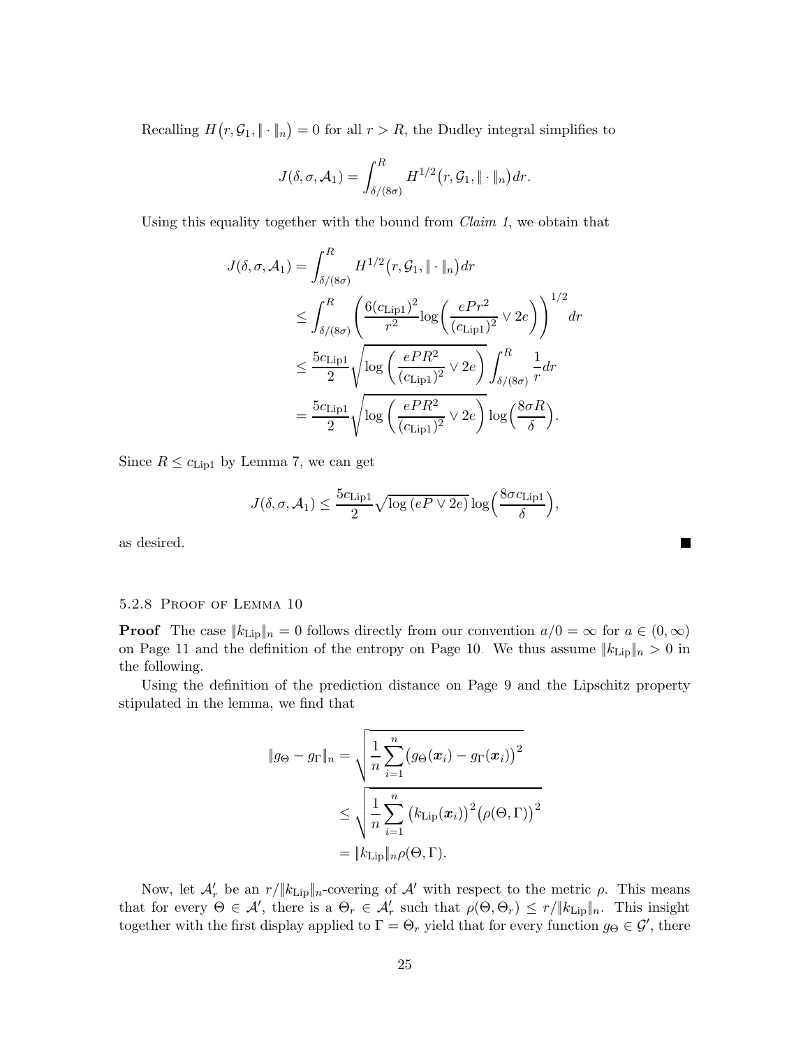Recalling $H\big(r, \mathcal{G}_1, \|\cdot\|_n\big) = 0$ for all $r > R$, the Dudley integral simplifies to

$$J(\delta, \sigma, \mathcal{A}_1) = \int_{\delta/(8\sigma)}^{R} H^{1/2}\big(r, \mathcal{G}_1, \|\cdot\|_n\big)\, dr.$$

Using this equality together with the bound from *Claim 1*, we obtain that

$$\begin{aligned}
J(\delta, \sigma, \mathcal{A}_1) &= \int_{\delta/(8\sigma)}^{R} H^{1/2}\big(r, \mathcal{G}_1, \|\cdot\|_n\big)\, dr \\
&\leq \int_{\delta/(8\sigma)}^{R} \left( \frac{6(c_{\mathrm{Lip1}})^2}{r^2} \log\bigg( \frac{ePr^2}{(c_{\mathrm{Lip1}})^2} \vee 2e \bigg) \right)^{1/2} dr \\
&\leq \frac{5c_{\mathrm{Lip1}}}{2} \sqrt{\log\bigg( \frac{ePR^2}{(c_{\mathrm{Lip1}})^2} \vee 2e \bigg)} \int_{\delta/(8\sigma)}^{R} \frac{1}{r} dr \\
&= \frac{5c_{\mathrm{Lip1}}}{2} \sqrt{\log\bigg( \frac{ePR^2}{(c_{\mathrm{Lip1}})^2} \vee 2e \bigg)} \log\Big( \frac{8\sigma R}{\delta} \Big).
\end{aligned}$$

Since $R \leq c_{\mathrm{Lip1}}$ by Lemma 7, we can get

$$J(\delta, \sigma, \mathcal{A}_1) \leq \frac{5c_{\mathrm{Lip1}}}{2} \sqrt{\log\left(eP \vee 2e\right)} \log\Big( \frac{8\sigma c_{\mathrm{Lip1}}}{\delta} \Big),$$

as desired. ■

#### 5.2.8 Proof of Lemma 10

**Proof** The case $\|k_{\mathrm{Lip}}\|_n = 0$ follows directly from our convention $a/0 = \infty$ for $a \in (0, \infty)$ on Page 11 and the definition of the entropy on Page 10. We thus assume $\|k_{\mathrm{Lip}}\|_n > 0$ in the following.

Using the definition of the prediction distance on Page 9 and the Lipschitz property stipulated in the lemma, we find that

$$\begin{aligned}
\|g_\Theta - g_\Gamma\|_n &= \sqrt{\frac{1}{n} \sum_{i=1}^{n} \big(g_\Theta(\boldsymbol{x}_i) - g_\Gamma(\boldsymbol{x}_i)\big)^2} \\
&\leq \sqrt{\frac{1}{n} \sum_{i=1}^{n} \big(k_{\mathrm{Lip}}(\boldsymbol{x}_i)\big)^2 \big(\rho(\Theta, \Gamma)\big)^2} \\
&= \|k_{\mathrm{Lip}}\|_n \rho(\Theta, \Gamma).
\end{aligned}$$

Now, let $\mathcal{A}'_r$ be an $r/\|k_{\mathrm{Lip}}\|_n$-covering of $\mathcal{A}'$ with respect to the metric $\rho$. This means that for every $\Theta \in \mathcal{A}'$, there is a $\Theta_r \in \mathcal{A}'_r$ such that $\rho(\Theta, \Theta_r) \leq r/\|k_{\mathrm{Lip}}\|_n$. This insight together with the first display applied to $\Gamma = \Theta_r$ yield that for every function $g_\Theta \in \mathcal{G}'$, there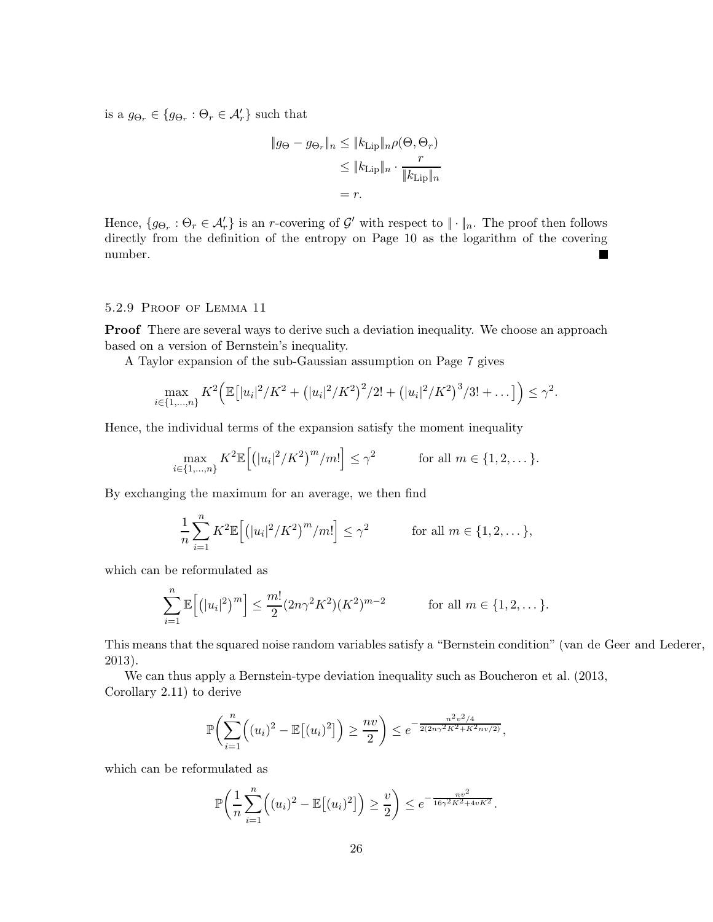is a $g_{\Theta_r} \in \{g_{\Theta_r} : \Theta_r \in \mathcal{A}'_r\}$ such that

$$\begin{aligned}
\|g_\Theta - g_{\Theta_r}\|_n &\leq \|k_{\text{Lip}}\|_n \rho(\Theta, \Theta_r) \\
&\leq \|k_{\text{Lip}}\|_n \cdot \frac{r}{\|k_{\text{Lip}}\|_n} \\
&= r.
\end{aligned}$$

Hence, $\{g_{\Theta_r} : \Theta_r \in \mathcal{A}'_r\}$ is an $r$-covering of $\mathcal{G}'$ with respect to $\|\cdot\|_n$. The proof then follows directly from the definition of the entropy on Page 10 as the logarithm of the covering number. ∎

### 5.2.9 Proof of Lemma 11

**Proof** There are several ways to derive such a deviation inequality. We choose an approach based on a version of Bernstein's inequality.

A Taylor expansion of the sub-Gaussian assumption on Page 7 gives

$$\max_{i \in \{1,\ldots,n\}} K^2 \Big( \mathbb{E}\big[|u_i|^2/K^2 + \big(|u_i|^2/K^2\big)^2/2! + \big(|u_i|^2/K^2\big)^3/3! + \ldots\big] \Big) \leq \gamma^2.$$

Hence, the individual terms of the expansion satisfy the moment inequality

$$\max_{i \in \{1,\ldots,n\}} K^2 \mathbb{E}\Big[\big(|u_i|^2/K^2\big)^m/m!\Big] \leq \gamma^2 \qquad \text{for all } m \in \{1, 2, \ldots\}.$$

By exchanging the maximum for an average, we then find

$$\frac{1}{n}\sum_{i=1}^n K^2 \mathbb{E}\Big[\big(|u_i|^2/K^2\big)^m/m!\Big] \leq \gamma^2 \qquad \text{for all } m \in \{1, 2, \ldots\},$$

which can be reformulated as

$$\sum_{i=1}^n \mathbb{E}\Big[\big(|u_i|^2\big)^m\Big] \leq \frac{m!}{2}(2n\gamma^2K^2)(K^2)^{m-2} \qquad \text{for all } m \in \{1, 2, \ldots\}.$$

This means that the squared noise random variables satisfy a "Bernstein condition" (van de Geer and Lederer, 2013).

We can thus apply a Bernstein-type deviation inequality such as Boucheron et al. (2013, Corollary 2.11) to derive

$$\mathbb{P}\bigg(\sum_{i=1}^n \Big((u_i)^2 - \mathbb{E}\big[(u_i)^2\big]\Big) \geq \frac{nv}{2}\bigg) \leq e^{-\frac{n^2v^2/4}{2(2n\gamma^2K^2 + K^2nv/2)}},$$

which can be reformulated as

$$\mathbb{P}\bigg(\frac{1}{n}\sum_{i=1}^n \Big((u_i)^2 - \mathbb{E}\big[(u_i)^2\big]\Big) \geq \frac{v}{2}\bigg) \leq e^{-\frac{nv^2}{16\gamma^2K^2 + 4vK^2}}.$$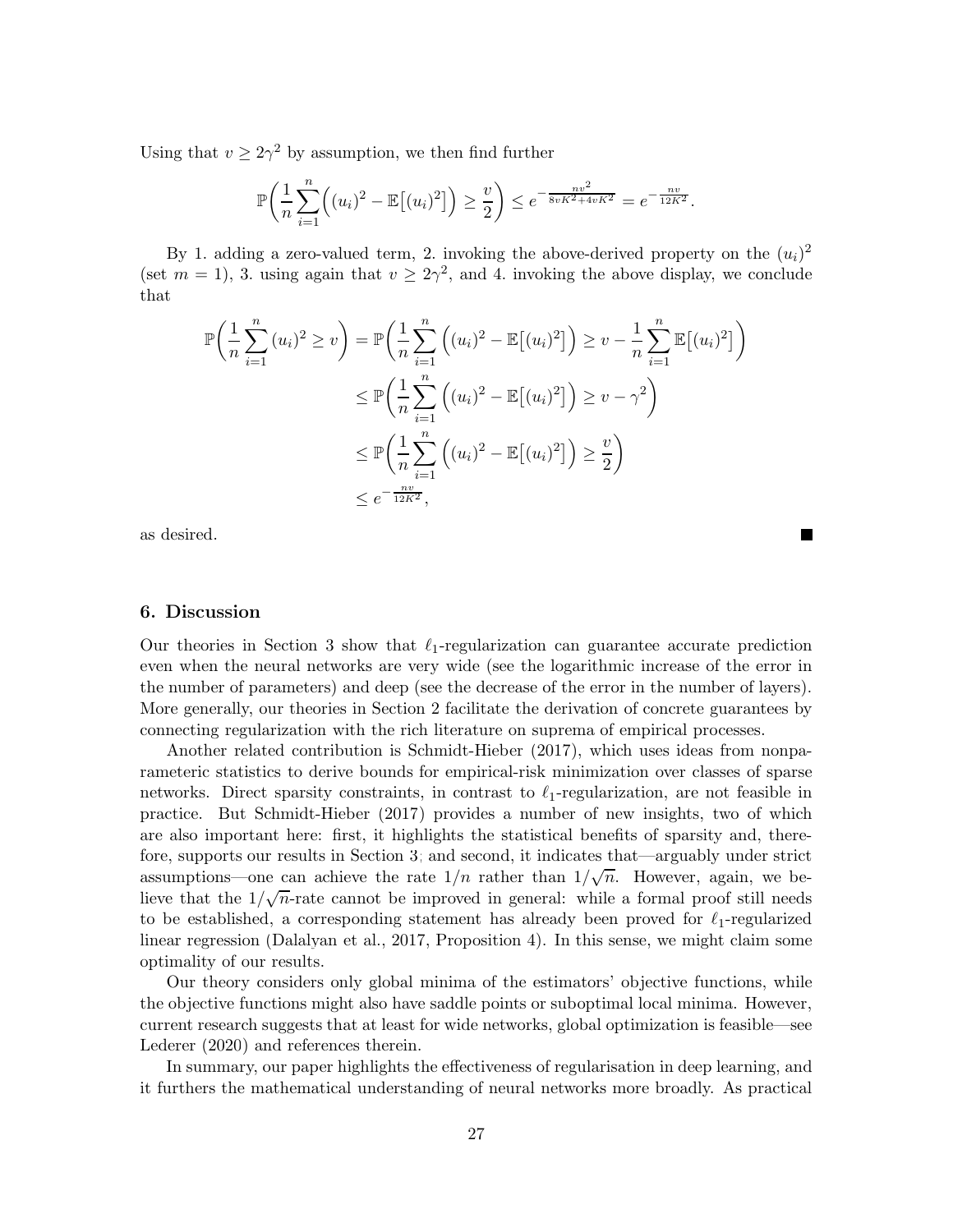Using that $v \geq 2\gamma^2$ by assumption, we then find further

$$\mathbb{P}\biggl(\frac{1}{n}\sum_{i=1}^{n}\Bigl((u_i)^2 - \mathbb{E}\bigl[(u_i)^2\bigr]\Bigr) \geq \frac{v}{2}\biggr) \leq e^{-\frac{nv^2}{8vK^2+4vK^2}} = e^{-\frac{nv}{12K^2}}.$$

By 1. adding a zero-valued term, 2. invoking the above-derived property on the $(u_i)^2$ (set $m = 1$), 3. using again that $v \geq 2\gamma^2$, and 4. invoking the above display, we conclude that

$$\begin{aligned}
\mathbb{P}\biggl(\frac{1}{n}\sum_{i=1}^{n}(u_i)^2 \geq v\biggr) &= \mathbb{P}\biggl(\frac{1}{n}\sum_{i=1}^{n}\Bigl((u_i)^2 - \mathbb{E}\bigl[(u_i)^2\bigr]\Bigr) \geq v - \frac{1}{n}\sum_{i=1}^{n}\mathbb{E}\bigl[(u_i)^2\bigr]\biggr)\\
&\leq \mathbb{P}\biggl(\frac{1}{n}\sum_{i=1}^{n}\Bigl((u_i)^2 - \mathbb{E}\bigl[(u_i)^2\bigr]\Bigr) \geq v - \gamma^2\biggr)\\
&\leq \mathbb{P}\biggl(\frac{1}{n}\sum_{i=1}^{n}\Bigl((u_i)^2 - \mathbb{E}\bigl[(u_i)^2\bigr]\Bigr) \geq \frac{v}{2}\biggr)\\
&\leq e^{-\frac{nv}{12K^2}},
\end{aligned}$$

as desired. ■

## 6. Discussion

Our theories in Section 3 show that $\ell_1$-regularization can guarantee accurate prediction even when the neural networks are very wide (see the logarithmic increase of the error in the number of parameters) and deep (see the decrease of the error in the number of layers). More generally, our theories in Section 2 facilitate the derivation of concrete guarantees by connecting regularization with the rich literature on suprema of empirical processes.

Another related contribution is Schmidt-Hieber (2017), which uses ideas from nonparameteric statistics to derive bounds for empirical-risk minimization over classes of sparse networks. Direct sparsity constraints, in contrast to $\ell_1$-regularization, are not feasible in practice. But Schmidt-Hieber (2017) provides a number of new insights, two of which are also important here: first, it highlights the statistical benefits of sparsity and, therefore, supports our results in Section 3; and second, it indicates that—arguably under strict assumptions—one can achieve the rate $1/n$ rather than $1/\sqrt{n}$. However, again, we believe that the $1/\sqrt{n}$-rate cannot be improved in general: while a formal proof still needs to be established, a corresponding statement has already been proved for $\ell_1$-regularized linear regression (Dalalyan et al., 2017, Proposition 4). In this sense, we might claim some optimality of our results.

Our theory considers only global minima of the estimators' objective functions, while the objective functions might also have saddle points or suboptimal local minima. However, current research suggests that at least for wide networks, global optimization is feasible—see Lederer (2020) and references therein.

In summary, our paper highlights the effectiveness of regularisation in deep learning, and it furthers the mathematical understanding of neural networks more broadly. As practical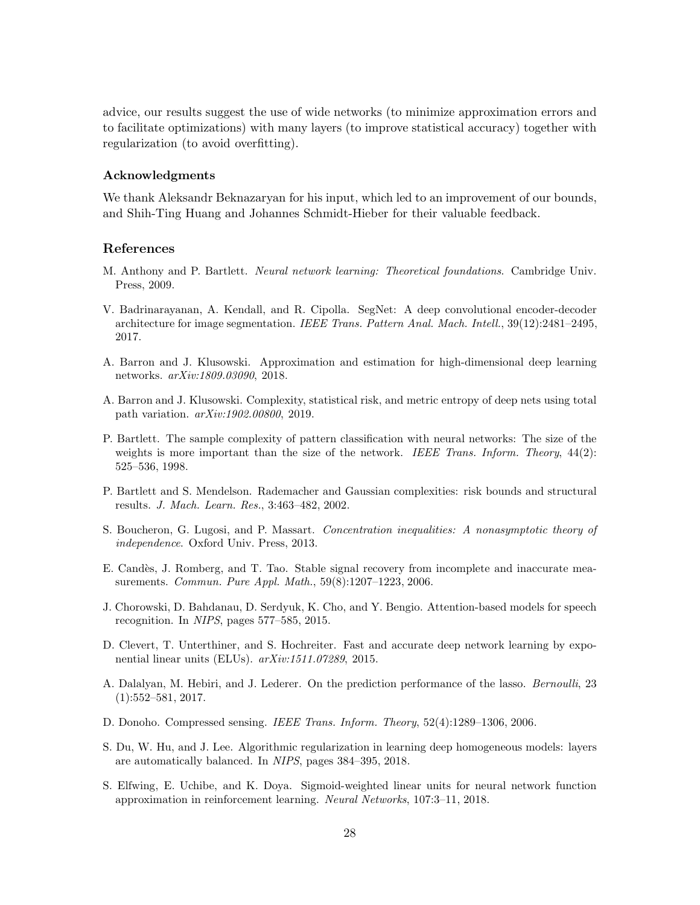advice, our results suggest the use of wide networks (to minimize approximation errors and to facilitate optimizations) with many layers (to improve statistical accuracy) together with regularization (to avoid overfitting).

### Acknowledgments

We thank Aleksandr Beknazaryan for his input, which led to an improvement of our bounds, and Shih-Ting Huang and Johannes Schmidt-Hieber for their valuable feedback.

## References

M. Anthony and P. Bartlett. *Neural network learning: Theoretical foundations*. Cambridge Univ. Press, 2009.

V. Badrinarayanan, A. Kendall, and R. Cipolla. SegNet: A deep convolutional encoder-decoder architecture for image segmentation. *IEEE Trans. Pattern Anal. Mach. Intell.*, 39(12):2481–2495, 2017.

A. Barron and J. Klusowski. Approximation and estimation for high-dimensional deep learning networks. *arXiv:1809.03090*, 2018.

A. Barron and J. Klusowski. Complexity, statistical risk, and metric entropy of deep nets using total path variation. *arXiv:1902.00800*, 2019.

P. Bartlett. The sample complexity of pattern classification with neural networks: The size of the weights is more important than the size of the network. *IEEE Trans. Inform. Theory*, 44(2): 525–536, 1998.

P. Bartlett and S. Mendelson. Rademacher and Gaussian complexities: risk bounds and structural results. *J. Mach. Learn. Res.*, 3:463–482, 2002.

S. Boucheron, G. Lugosi, and P. Massart. *Concentration inequalities: A nonasymptotic theory of independence*. Oxford Univ. Press, 2013.

E. Candès, J. Romberg, and T. Tao. Stable signal recovery from incomplete and inaccurate measurements. *Commun. Pure Appl. Math.*, 59(8):1207–1223, 2006.

J. Chorowski, D. Bahdanau, D. Serdyuk, K. Cho, and Y. Bengio. Attention-based models for speech recognition. In *NIPS*, pages 577–585, 2015.

D. Clevert, T. Unterthiner, and S. Hochreiter. Fast and accurate deep network learning by exponential linear units (ELUs). *arXiv:1511.07289*, 2015.

A. Dalalyan, M. Hebiri, and J. Lederer. On the prediction performance of the lasso. *Bernoulli*, 23 (1):552–581, 2017.

D. Donoho. Compressed sensing. *IEEE Trans. Inform. Theory*, 52(4):1289–1306, 2006.

S. Du, W. Hu, and J. Lee. Algorithmic regularization in learning deep homogeneous models: layers are automatically balanced. In *NIPS*, pages 384–395, 2018.

S. Elfwing, E. Uchibe, and K. Doya. Sigmoid-weighted linear units for neural network function approximation in reinforcement learning. *Neural Networks*, 107:3–11, 2018.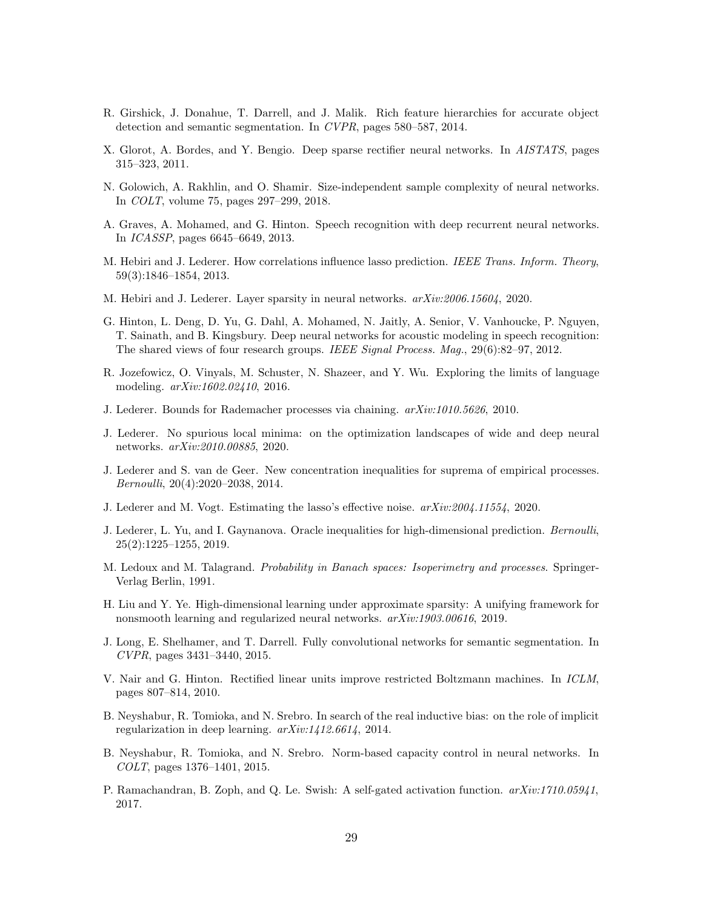R. Girshick, J. Donahue, T. Darrell, and J. Malik. Rich feature hierarchies for accurate object detection and semantic segmentation. In *CVPR*, pages 580–587, 2014.

X. Glorot, A. Bordes, and Y. Bengio. Deep sparse rectifier neural networks. In *AISTATS*, pages 315–323, 2011.

N. Golowich, A. Rakhlin, and O. Shamir. Size-independent sample complexity of neural networks. In *COLT*, volume 75, pages 297–299, 2018.

A. Graves, A. Mohamed, and G. Hinton. Speech recognition with deep recurrent neural networks. In *ICASSP*, pages 6645–6649, 2013.

M. Hebiri and J. Lederer. How correlations influence lasso prediction. *IEEE Trans. Inform. Theory*, 59(3):1846–1854, 2013.

M. Hebiri and J. Lederer. Layer sparsity in neural networks. *arXiv:2006.15604*, 2020.

G. Hinton, L. Deng, D. Yu, G. Dahl, A. Mohamed, N. Jaitly, A. Senior, V. Vanhoucke, P. Nguyen, T. Sainath, and B. Kingsbury. Deep neural networks for acoustic modeling in speech recognition: The shared views of four research groups. *IEEE Signal Process. Mag.*, 29(6):82–97, 2012.

R. Jozefowicz, O. Vinyals, M. Schuster, N. Shazeer, and Y. Wu. Exploring the limits of language modeling. *arXiv:1602.02410*, 2016.

J. Lederer. Bounds for Rademacher processes via chaining. *arXiv:1010.5626*, 2010.

J. Lederer. No spurious local minima: on the optimization landscapes of wide and deep neural networks. *arXiv:2010.00885*, 2020.

J. Lederer and S. van de Geer. New concentration inequalities for suprema of empirical processes. *Bernoulli*, 20(4):2020–2038, 2014.

J. Lederer and M. Vogt. Estimating the lasso's effective noise. *arXiv:2004.11554*, 2020.

J. Lederer, L. Yu, and I. Gaynanova. Oracle inequalities for high-dimensional prediction. *Bernoulli*, 25(2):1225–1255, 2019.

M. Ledoux and M. Talagrand. *Probability in Banach spaces: Isoperimetry and processes*. Springer-Verlag Berlin, 1991.

H. Liu and Y. Ye. High-dimensional learning under approximate sparsity: A unifying framework for nonsmooth learning and regularized neural networks. *arXiv:1903.00616*, 2019.

J. Long, E. Shelhamer, and T. Darrell. Fully convolutional networks for semantic segmentation. In *CVPR*, pages 3431–3440, 2015.

V. Nair and G. Hinton. Rectified linear units improve restricted Boltzmann machines. In *ICLM*, pages 807–814, 2010.

B. Neyshabur, R. Tomioka, and N. Srebro. In search of the real inductive bias: on the role of implicit regularization in deep learning. *arXiv:1412.6614*, 2014.

B. Neyshabur, R. Tomioka, and N. Srebro. Norm-based capacity control in neural networks. In *COLT*, pages 1376–1401, 2015.

P. Ramachandran, B. Zoph, and Q. Le. Swish: A self-gated activation function. *arXiv:1710.05941*, 2017.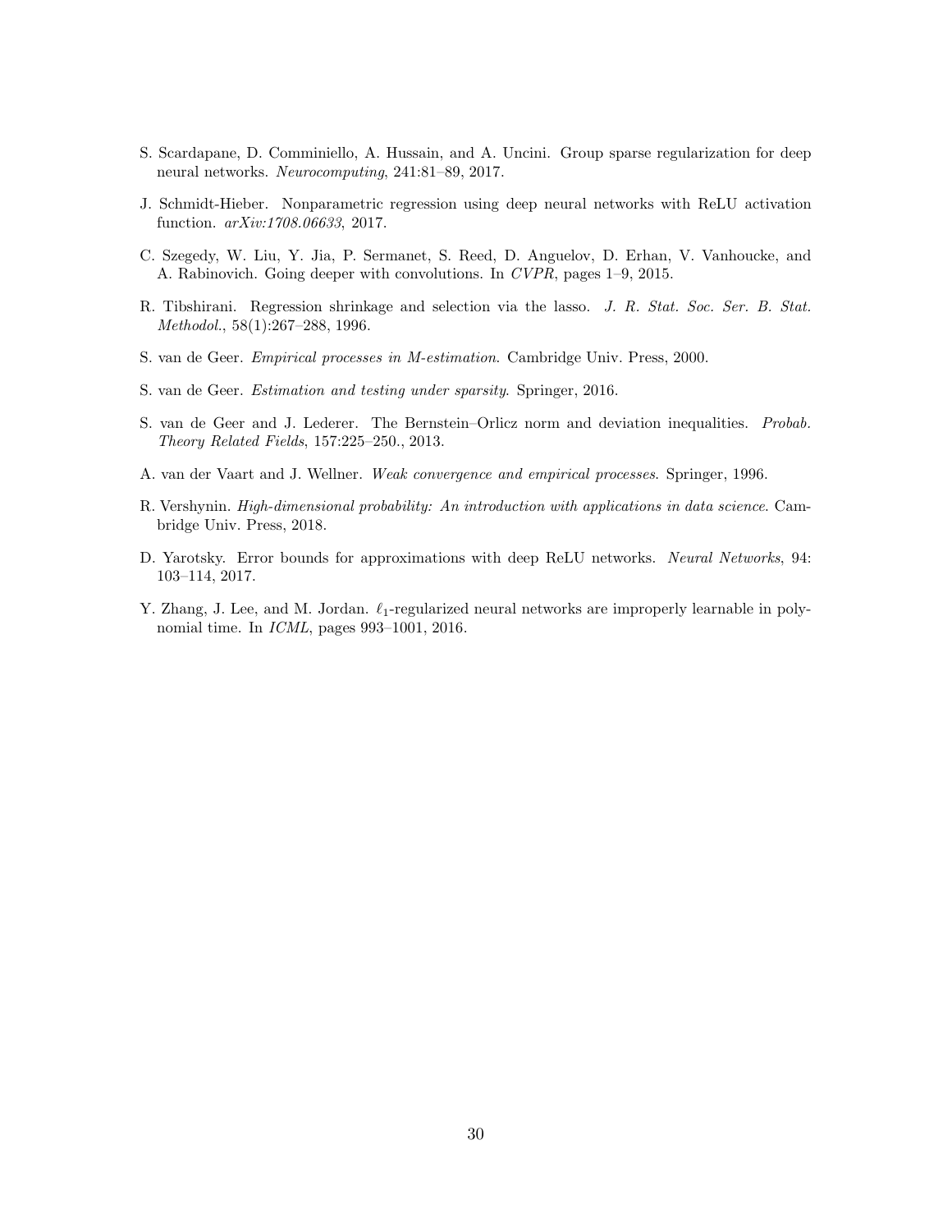S. Scardapane, D. Comminiello, A. Hussain, and A. Uncini. Group sparse regularization for deep neural networks. *Neurocomputing*, 241:81–89, 2017.

J. Schmidt-Hieber. Nonparametric regression using deep neural networks with ReLU activation function. *arXiv:1708.06633*, 2017.

C. Szegedy, W. Liu, Y. Jia, P. Sermanet, S. Reed, D. Anguelov, D. Erhan, V. Vanhoucke, and A. Rabinovich. Going deeper with convolutions. In *CVPR*, pages 1–9, 2015.

R. Tibshirani. Regression shrinkage and selection via the lasso. *J. R. Stat. Soc. Ser. B. Stat. Methodol.*, 58(1):267–288, 1996.

S. van de Geer. *Empirical processes in M-estimation*. Cambridge Univ. Press, 2000.

S. van de Geer. *Estimation and testing under sparsity*. Springer, 2016.

S. van de Geer and J. Lederer. The Bernstein–Orlicz norm and deviation inequalities. *Probab. Theory Related Fields*, 157:225–250., 2013.

A. van der Vaart and J. Wellner. *Weak convergence and empirical processes*. Springer, 1996.

R. Vershynin. *High-dimensional probability: An introduction with applications in data science*. Cambridge Univ. Press, 2018.

D. Yarotsky. Error bounds for approximations with deep ReLU networks. *Neural Networks*, 94: 103–114, 2017.

Y. Zhang, J. Lee, and M. Jordan. $\ell_1$-regularized neural networks are improperly learnable in polynomial time. In *ICML*, pages 993–1001, 2016.